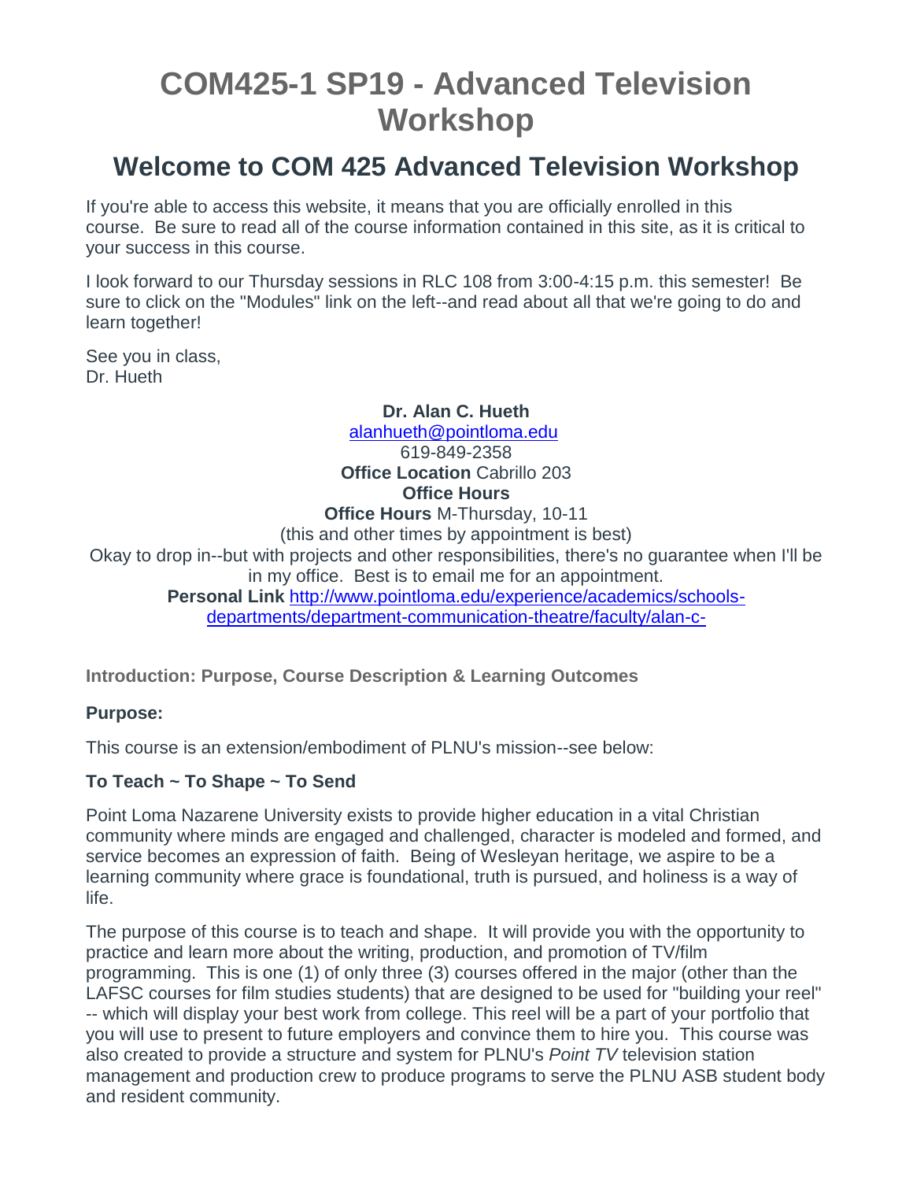# COM425-1 SP19 - Advanced Television Workshop

## Welcome to COM 425 Advanced Television Workshop

If you're able to access this website, it means that you are officially enrolled in this course. Be sure to read all of the course information contained in this site, as it is critical to your success in this course.

I look forward to our Thursday sessions in RLC 108 from 3:00-4:15 p.m. this semester! Be sure to click on the "Modules" link on the left--and read about all that we're going to do and learn together!

See you in class,
Dr. Hueth

**Dr. Alan C. Hueth**
[alanhueth@pointloma.edu](mailto:alanhueth@pointloma.edu)
619-849-2358
**Office Location** Cabrillo 203
**Office Hours**
**Office Hours** M-Thursday, 10-11
(this and other times by appointment is best)
Okay to drop in--but with projects and other responsibilities, there's no guarantee when I'll be in my office. Best is to email me for an appointment.
**Personal Link** [http://www.pointloma.edu/experience/academics/schools-departments/department-communication-theatre/faculty/alan-c-](http://www.pointloma.edu/experience/academics/schools-departments/department-communication-theatre/faculty/alan-c-)

**Introduction: Purpose, Course Description & Learning Outcomes**

**Purpose:**

This course is an extension/embodiment of PLNU's mission--see below:

**To Teach ~ To Shape ~ To Send**

Point Loma Nazarene University exists to provide higher education in a vital Christian community where minds are engaged and challenged, character is modeled and formed, and service becomes an expression of faith. Being of Wesleyan heritage, we aspire to be a learning community where grace is foundational, truth is pursued, and holiness is a way of life.

The purpose of this course is to teach and shape. It will provide you with the opportunity to practice and learn more about the writing, production, and promotion of TV/film programming. This is one (1) of only three (3) courses offered in the major (other than the LAFSC courses for film studies students) that are designed to be used for "building your reel" -- which will display your best work from college. This reel will be a part of your portfolio that you will use to present to future employers and convince them to hire you. This course was also created to provide a structure and system for PLNU's *Point TV* television station management and production crew to produce programs to serve the PLNU ASB student body and resident community.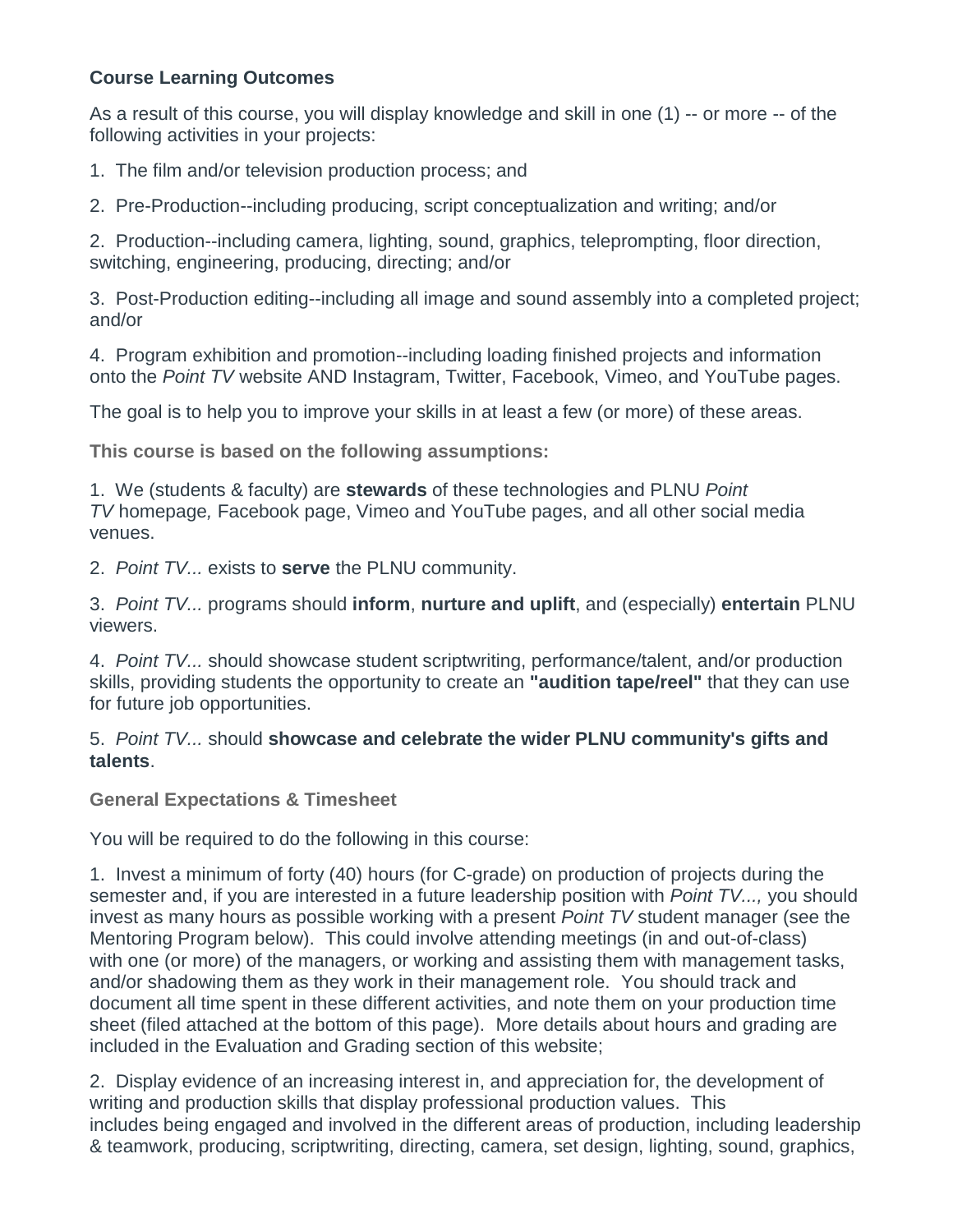**Course Learning Outcomes**

As a result of this course, you will display knowledge and skill in one (1) -- or more -- of the following activities in your projects:

1. The film and/or television production process; and

2. Pre-Production--including producing, script conceptualization and writing; and/or

2. Production--including camera, lighting, sound, graphics, teleprompting, floor direction, switching, engineering, producing, directing; and/or

3. Post-Production editing--including all image and sound assembly into a completed project; and/or

4. Program exhibition and promotion--including loading finished projects and information onto the *Point TV* website AND Instagram, Twitter, Facebook, Vimeo, and YouTube pages.

The goal is to help you to improve your skills in at least a few (or more) of these areas.

**This course is based on the following assumptions:**

1. We (students & faculty) are **stewards** of these technologies and PLNU *Point TV* homepage*,* Facebook page, Vimeo and YouTube pages, and all other social media venues.

2. *Point TV...* exists to **serve** the PLNU community.

3. *Point TV...* programs should **inform**, **nurture and uplift**, and (especially) **entertain** PLNU viewers.

4. *Point TV...* should showcase student scriptwriting, performance/talent, and/or production skills, providing students the opportunity to create an **"audition tape/reel"** that they can use for future job opportunities.

5. *Point TV...* should **showcase and celebrate the wider PLNU community's gifts and talents**.

**General Expectations & Timesheet**

You will be required to do the following in this course:

1. Invest a minimum of forty (40) hours (for C-grade) on production of projects during the semester and, if you are interested in a future leadership position with *Point TV...,* you should invest as many hours as possible working with a present *Point TV* student manager (see the Mentoring Program below). This could involve attending meetings (in and out-of-class) with one (or more) of the managers, or working and assisting them with management tasks, and/or shadowing them as they work in their management role. You should track and document all time spent in these different activities, and note them on your production time sheet (filed attached at the bottom of this page). More details about hours and grading are included in the Evaluation and Grading section of this website;

2. Display evidence of an increasing interest in, and appreciation for, the development of writing and production skills that display professional production values. This includes being engaged and involved in the different areas of production, including leadership & teamwork, producing, scriptwriting, directing, camera, set design, lighting, sound, graphics,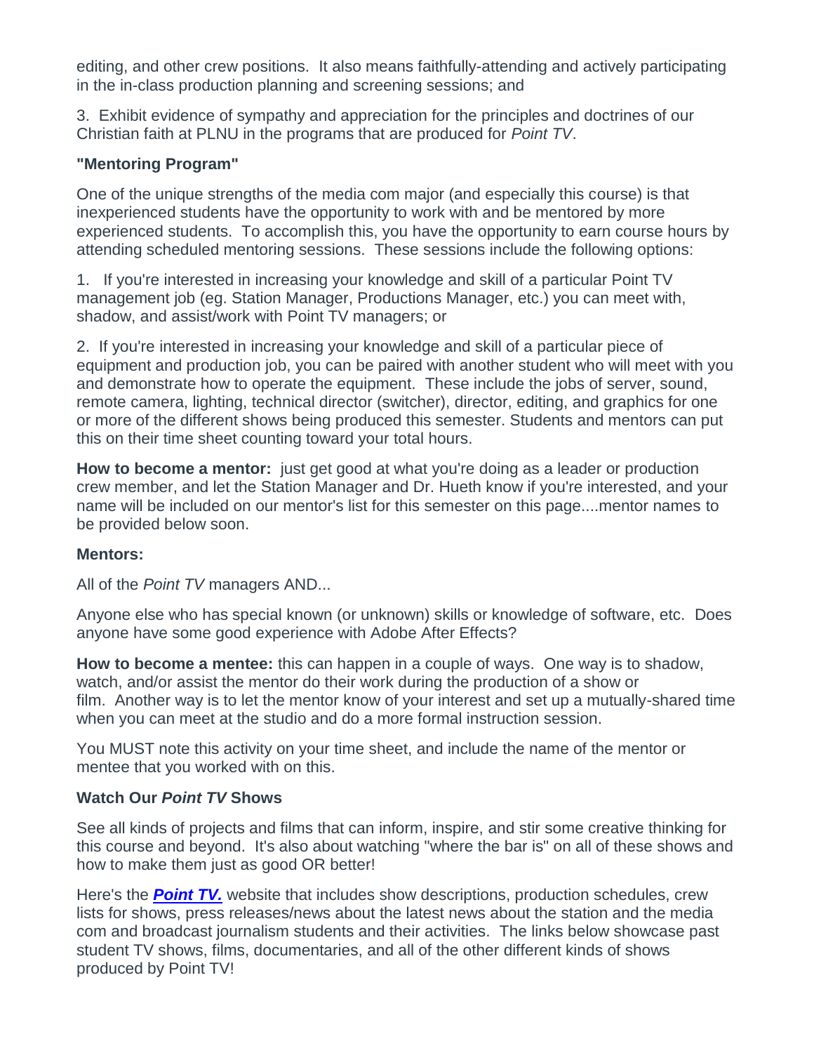editing, and other crew positions. It also means faithfully-attending and actively participating in the in-class production planning and screening sessions; and

3. Exhibit evidence of sympathy and appreciation for the principles and doctrines of our Christian faith at PLNU in the programs that are produced for *Point TV*.

**"Mentoring Program"**

One of the unique strengths of the media com major (and especially this course) is that inexperienced students have the opportunity to work with and be mentored by more experienced students. To accomplish this, you have the opportunity to earn course hours by attending scheduled mentoring sessions. These sessions include the following options:

1. If you're interested in increasing your knowledge and skill of a particular Point TV management job (eg. Station Manager, Productions Manager, etc.) you can meet with, shadow, and assist/work with Point TV managers; or

2. If you're interested in increasing your knowledge and skill of a particular piece of equipment and production job, you can be paired with another student who will meet with you and demonstrate how to operate the equipment. These include the jobs of server, sound, remote camera, lighting, technical director (switcher), director, editing, and graphics for one or more of the different shows being produced this semester. Students and mentors can put this on their time sheet counting toward your total hours.

**How to become a mentor:** just get good at what you're doing as a leader or production crew member, and let the Station Manager and Dr. Hueth know if you're interested, and your name will be included on our mentor's list for this semester on this page....mentor names to be provided below soon.

**Mentors:**

All of the *Point TV* managers AND...

Anyone else who has special known (or unknown) skills or knowledge of software, etc. Does anyone have some good experience with Adobe After Effects?

**How to become a mentee:** this can happen in a couple of ways. One way is to shadow, watch, and/or assist the mentor do their work during the production of a show or film. Another way is to let the mentor know of your interest and set up a mutually-shared time when you can meet at the studio and do a more formal instruction session.

You MUST note this activity on your time sheet, and include the name of the mentor or mentee that you worked with on this.

**Watch Our *Point TV* Shows**

See all kinds of projects and films that can inform, inspire, and stir some creative thinking for this course and beyond. It's also about watching "where the bar is" on all of these shows and how to make them just as good OR better!

Here's the ***Point TV.*** website that includes show descriptions, production schedules, crew lists for shows, press releases/news about the latest news about the station and the media com and broadcast journalism students and their activities. The links below showcase past student TV shows, films, documentaries, and all of the other different kinds of shows produced by Point TV!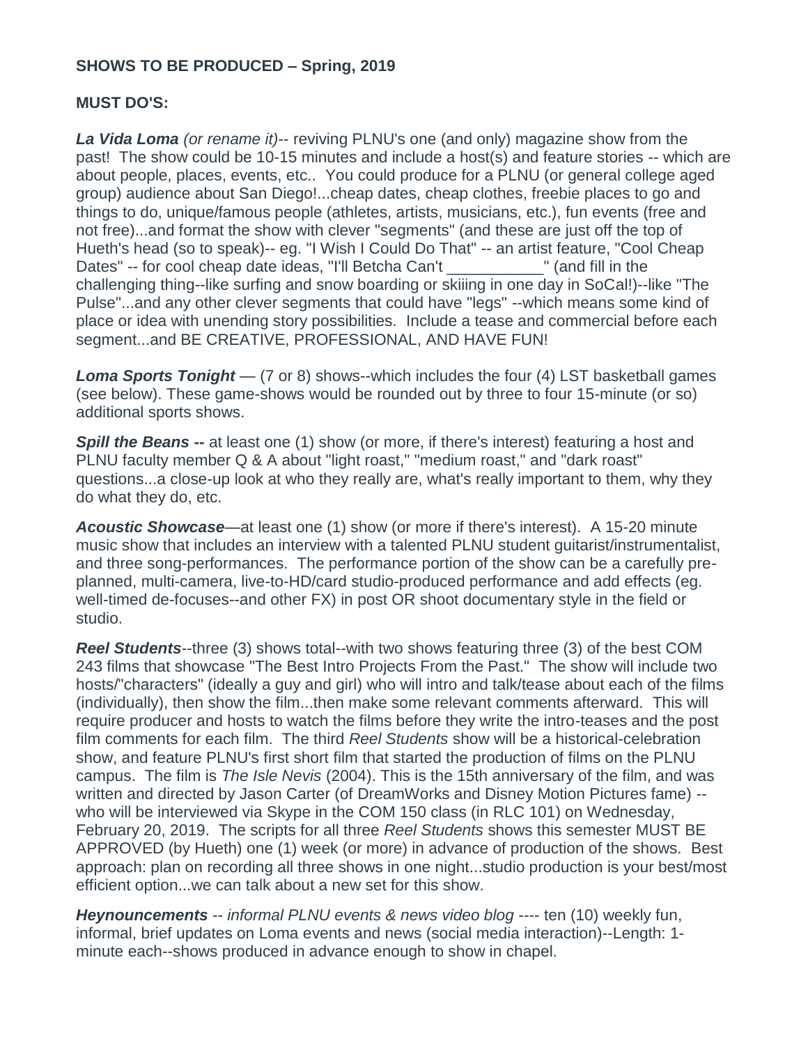**SHOWS TO BE PRODUCED – Spring, 2019**

**MUST DO'S:**

***La Vida Loma*** *(or rename it)*-- reviving PLNU's one (and only) magazine show from the past! The show could be 10-15 minutes and include a host(s) and feature stories -- which are about people, places, events, etc.. You could produce for a PLNU (or general college aged group) audience about San Diego!...cheap dates, cheap clothes, freebie places to go and things to do, unique/famous people (athletes, artists, musicians, etc.), fun events (free and not free)...and format the show with clever "segments" (and these are just off the top of Hueth's head (so to speak)-- eg. "I Wish I Could Do That" -- an artist feature, "Cool Cheap Dates" -- for cool cheap date ideas, "I'll Betcha Can't ___________" (and fill in the challenging thing--like surfing and snow boarding or skiiing in one day in SoCal!)--like "The Pulse"...and any other clever segments that could have "legs" --which means some kind of place or idea with unending story possibilities. Include a tease and commercial before each segment...and BE CREATIVE, PROFESSIONAL, AND HAVE FUN!

***Loma Sports Tonight*** — (7 or 8) shows--which includes the four (4) LST basketball games (see below). These game-shows would be rounded out by three to four 15-minute (or so) additional sports shows.

***Spill the Beans --*** at least one (1) show (or more, if there's interest) featuring a host and PLNU faculty member Q & A about "light roast," "medium roast," and "dark roast" questions...a close-up look at who they really are, what's really important to them, why they do what they do, etc.

***Acoustic Showcase***—at least one (1) show (or more if there's interest). A 15-20 minute music show that includes an interview with a talented PLNU student guitarist/instrumentalist, and three song-performances. The performance portion of the show can be a carefully pre-planned, multi-camera, live-to-HD/card studio-produced performance and add effects (eg. well-timed de-focuses--and other FX) in post OR shoot documentary style in the field or studio.

***Reel Students***--three (3) shows total--with two shows featuring three (3) of the best COM 243 films that showcase "The Best Intro Projects From the Past." The show will include two hosts/"characters" (ideally a guy and girl) who will intro and talk/tease about each of the films (individually), then show the film...then make some relevant comments afterward. This will require producer and hosts to watch the films before they write the intro-teases and the post film comments for each film. The third *Reel Students* show will be a historical-celebration show, and feature PLNU's first short film that started the production of films on the PLNU campus. The film is *The Isle Nevis* (2004). This is the 15th anniversary of the film, and was written and directed by Jason Carter (of DreamWorks and Disney Motion Pictures fame) -- who will be interviewed via Skype in the COM 150 class (in RLC 101) on Wednesday, February 20, 2019. The scripts for all three *Reel Students* shows this semester MUST BE APPROVED (by Hueth) one (1) week (or more) in advance of production of the shows. Best approach: plan on recording all three shows in one night...studio production is your best/most efficient option...we can talk about a new set for this show.

***Heynouncements*** -- *informal PLNU events & news video blog* ---- ten (10) weekly fun, informal, brief updates on Loma events and news (social media interaction)--Length: 1-minute each--shows produced in advance enough to show in chapel.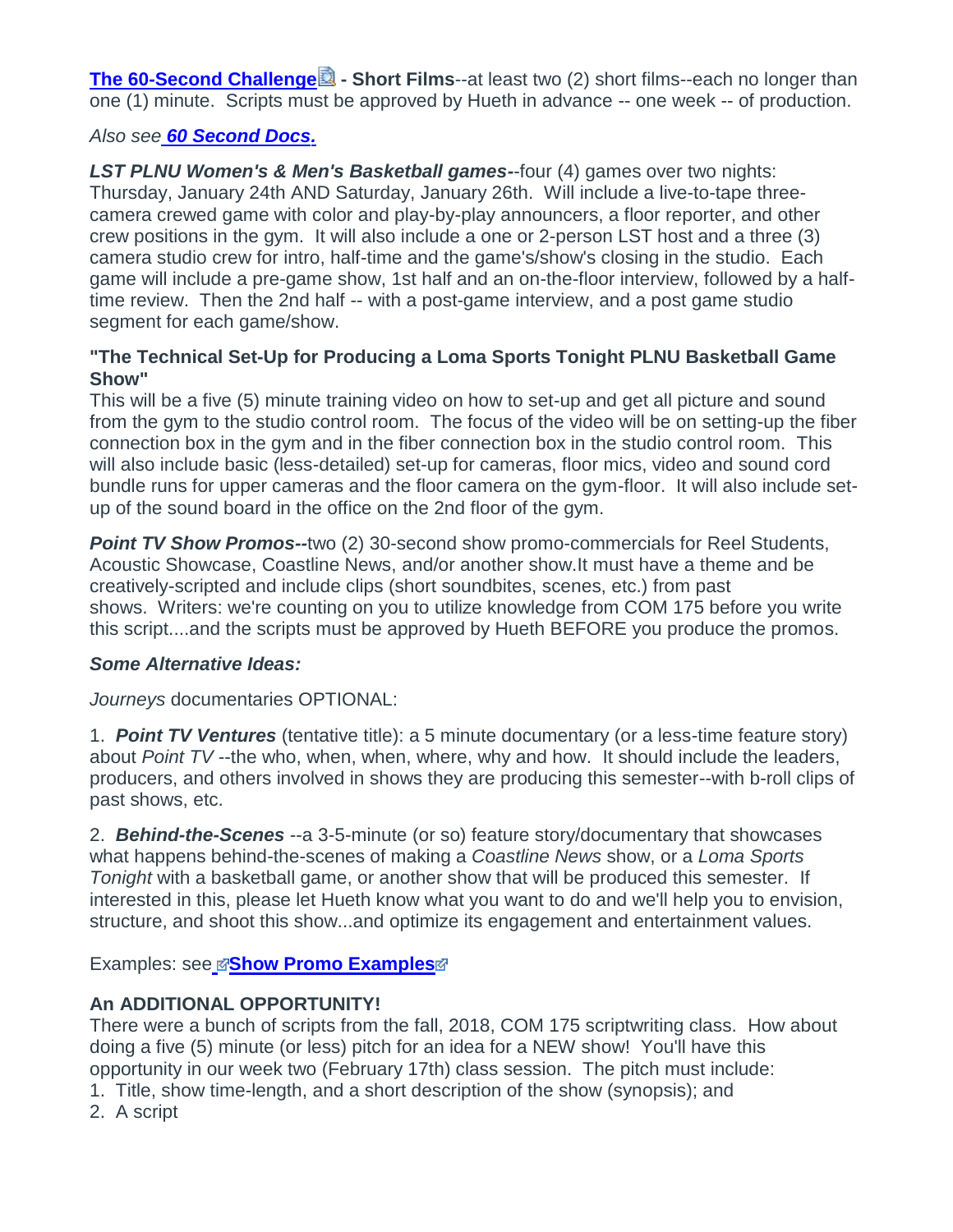**The 60-Second Challenge - Short Films**--at least two (2) short films--each no longer than one (1) minute. Scripts must be approved by Hueth in advance -- one week -- of production.

*Also see **60 Second Docs.***

***LST PLNU Women's & Men's Basketball games***--four (4) games over two nights: Thursday, January 24th AND Saturday, January 26th. Will include a live-to-tape three-camera crewed game with color and play-by-play announcers, a floor reporter, and other crew positions in the gym. It will also include a one or 2-person LST host and a three (3) camera studio crew for intro, half-time and the game's/show's closing in the studio. Each game will include a pre-game show, 1st half and an on-the-floor interview, followed by a half-time review. Then the 2nd half -- with a post-game interview, and a post game studio segment for each game/show.

**"The Technical Set-Up for Producing a Loma Sports Tonight PLNU Basketball Game Show"**
This will be a five (5) minute training video on how to set-up and get all picture and sound from the gym to the studio control room. The focus of the video will be on setting-up the fiber connection box in the gym and in the fiber connection box in the studio control room. This will also include basic (less-detailed) set-up for cameras, floor mics, video and sound cord bundle runs for upper cameras and the floor camera on the gym-floor. It will also include set-up of the sound board in the office on the 2nd floor of the gym.

***Point TV Show Promos--***two (2) 30-second show promo-commercials for Reel Students, Acoustic Showcase, Coastline News, and/or another show.It must have a theme and be creatively-scripted and include clips (short soundbites, scenes, etc.) from past shows. Writers: we're counting on you to utilize knowledge from COM 175 before you write this script....and the scripts must be approved by Hueth BEFORE you produce the promos.

***Some Alternative Ideas:***

*Journeys* documentaries OPTIONAL:

1. ***Point TV Ventures*** (tentative title): a 5 minute documentary (or a less-time feature story) about *Point TV* --the who, when, when, where, why and how. It should include the leaders, producers, and others involved in shows they are producing this semester--with b-roll clips of past shows, etc.

2. ***Behind-the-Scenes*** --a 3-5-minute (or so) feature story/documentary that showcases what happens behind-the-scenes of making a *Coastline News* show, or a *Loma Sports Tonight* with a basketball game, or another show that will be produced this semester. If interested in this, please let Hueth know what you want to do and we'll help you to envision, structure, and shoot this show...and optimize its engagement and entertainment values.

Examples: see **Show Promo Examples**

**An ADDITIONAL OPPORTUNITY!**
There were a bunch of scripts from the fall, 2018, COM 175 scriptwriting class. How about doing a five (5) minute (or less) pitch for an idea for a NEW show! You'll have this opportunity in our week two (February 17th) class session. The pitch must include:

1. Title, show time-length, and a short description of the show (synopsis); and
2. A script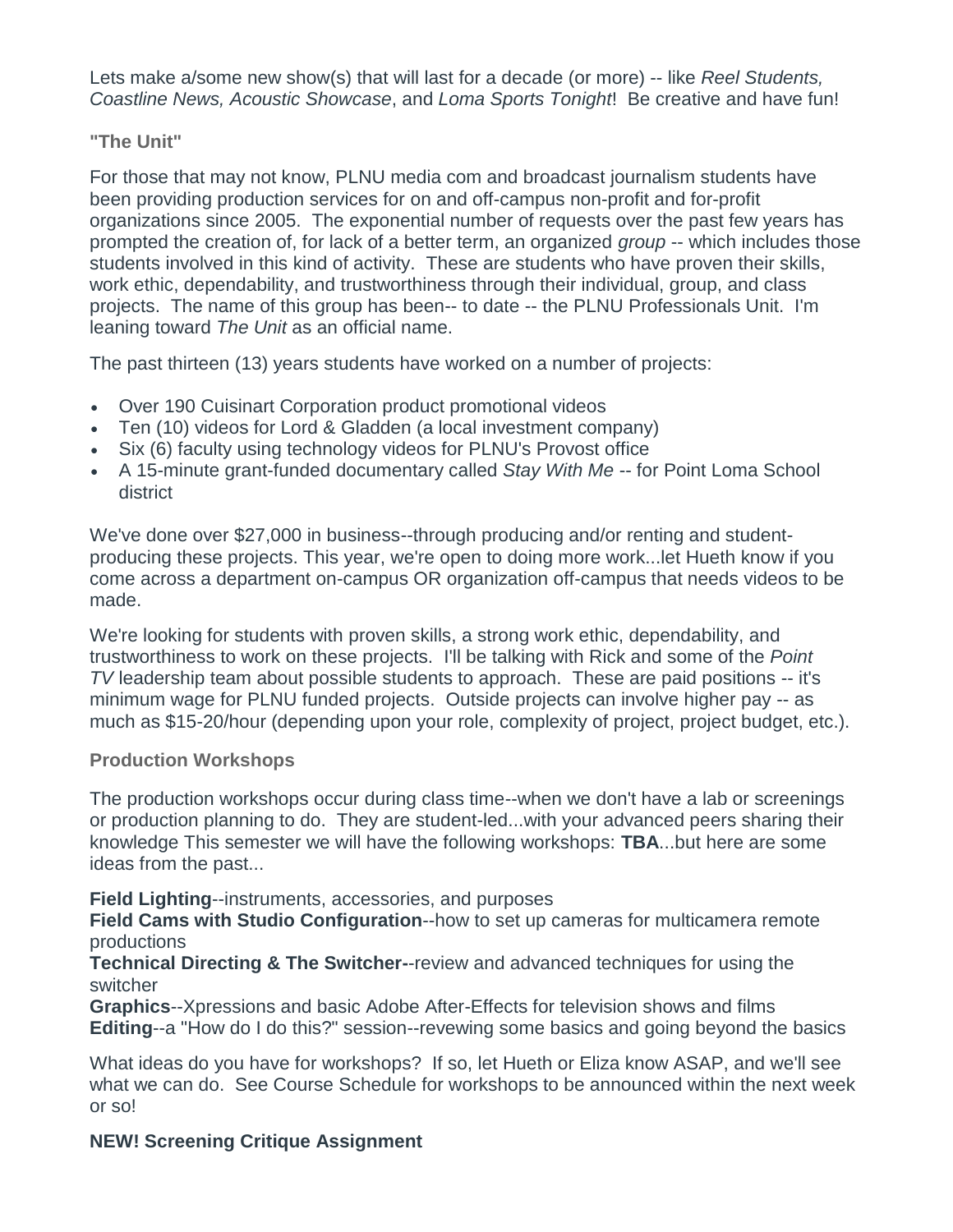Lets make a/some new show(s) that will last for a decade (or more) -- like *Reel Students, Coastline News, Acoustic Showcase*, and *Loma Sports Tonight*! Be creative and have fun!

### "The Unit"

For those that may not know, PLNU media com and broadcast journalism students have been providing production services for on and off-campus non-profit and for-profit organizations since 2005. The exponential number of requests over the past few years has prompted the creation of, for lack of a better term, an organized *group* -- which includes those students involved in this kind of activity. These are students who have proven their skills, work ethic, dependability, and trustworthiness through their individual, group, and class projects. The name of this group has been-- to date -- the PLNU Professionals Unit. I'm leaning toward *The Unit* as an official name.

The past thirteen (13) years students have worked on a number of projects:

- Over 190 Cuisinart Corporation product promotional videos
- Ten (10) videos for Lord & Gladden (a local investment company)
- Six (6) faculty using technology videos for PLNU's Provost office
- A 15-minute grant-funded documentary called *Stay With Me* -- for Point Loma School district

We've done over $27,000 in business--through producing and/or renting and student-producing these projects. This year, we're open to doing more work...let Hueth know if you come across a department on-campus OR organization off-campus that needs videos to be made.

We're looking for students with proven skills, a strong work ethic, dependability, and trustworthiness to work on these projects. I'll be talking with Rick and some of the *Point TV* leadership team about possible students to approach. These are paid positions -- it's minimum wage for PLNU funded projects. Outside projects can involve higher pay -- as much as $15-20/hour (depending upon your role, complexity of project, project budget, etc.).

### Production Workshops

The production workshops occur during class time--when we don't have a lab or screenings or production planning to do. They are student-led...with your advanced peers sharing their knowledge This semester we will have the following workshops: **TBA**...but here are some ideas from the past...

**Field Lighting**--instruments, accessories, and purposes
**Field Cams with Studio Configuration**--how to set up cameras for multicamera remote productions
**Technical Directing & The Switcher--**review and advanced techniques for using the switcher
**Graphics**--Xpressions and basic Adobe After-Effects for television shows and films
**Editing**--a "How do I do this?" session--revewing some basics and going beyond the basics

What ideas do you have for workshops? If so, let Hueth or Eliza know ASAP, and we'll see what we can do. See Course Schedule for workshops to be announced within the next week or so!

### NEW! Screening Critique Assignment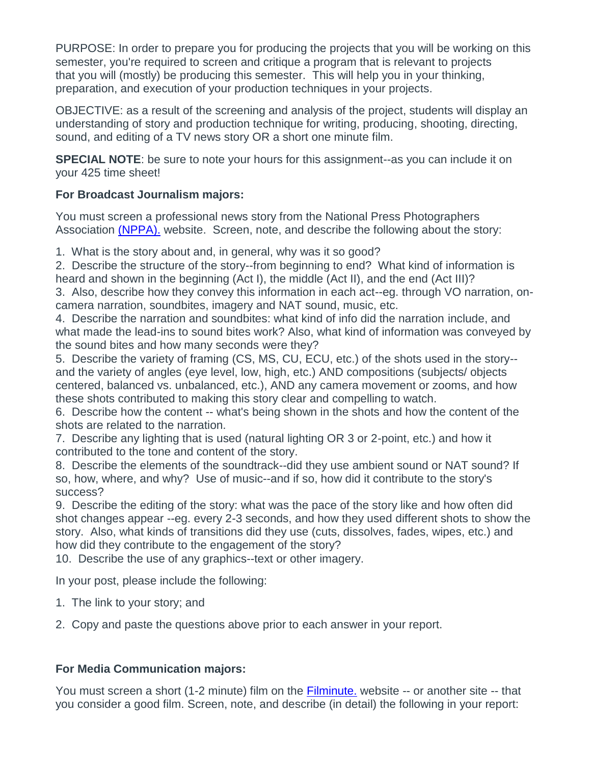PURPOSE: In order to prepare you for producing the projects that you will be working on this semester, you're required to screen and critique a program that is relevant to projects that you will (mostly) be producing this semester. This will help you in your thinking, preparation, and execution of your production techniques in your projects.

OBJECTIVE: as a result of the screening and analysis of the project, students will display an understanding of story and production technique for writing, producing, shooting, directing, sound, and editing of a TV news story OR a short one minute film.

**SPECIAL NOTE**: be sure to note your hours for this assignment--as you can include it on your 425 time sheet!

**For Broadcast Journalism majors:**

You must screen a professional news story from the National Press Photographers Association (NPPA). website. Screen, note, and describe the following about the story:

1. What is the story about and, in general, why was it so good?
2. Describe the structure of the story--from beginning to end? What kind of information is heard and shown in the beginning (Act I), the middle (Act II), and the end (Act III)?
3. Also, describe how they convey this information in each act--eg. through VO narration, on-camera narration, soundbites, imagery and NAT sound, music, etc.
4. Describe the narration and soundbites: what kind of info did the narration include, and what made the lead-ins to sound bites work? Also, what kind of information was conveyed by the sound bites and how many seconds were they?
5. Describe the variety of framing (CS, MS, CU, ECU, etc.) of the shots used in the story--and the variety of angles (eye level, low, high, etc.) AND compositions (subjects/ objects centered, balanced vs. unbalanced, etc.), AND any camera movement or zooms, and how these shots contributed to making this story clear and compelling to watch.
6. Describe how the content -- what's being shown in the shots and how the content of the shots are related to the narration.
7. Describe any lighting that is used (natural lighting OR 3 or 2-point, etc.) and how it contributed to the tone and content of the story.
8. Describe the elements of the soundtrack--did they use ambient sound or NAT sound? If so, how, where, and why? Use of music--and if so, how did it contribute to the story's success?
9. Describe the editing of the story: what was the pace of the story like and how often did shot changes appear --eg. every 2-3 seconds, and how they used different shots to show the story. Also, what kinds of transitions did they use (cuts, dissolves, fades, wipes, etc.) and how did they contribute to the engagement of the story?
10. Describe the use of any graphics--text or other imagery.

In your post, please include the following:

1. The link to your story; and
2. Copy and paste the questions above prior to each answer in your report.

**For Media Communication majors:**

You must screen a short (1-2 minute) film on the Filminute. website -- or another site -- that you consider a good film. Screen, note, and describe (in detail) the following in your report: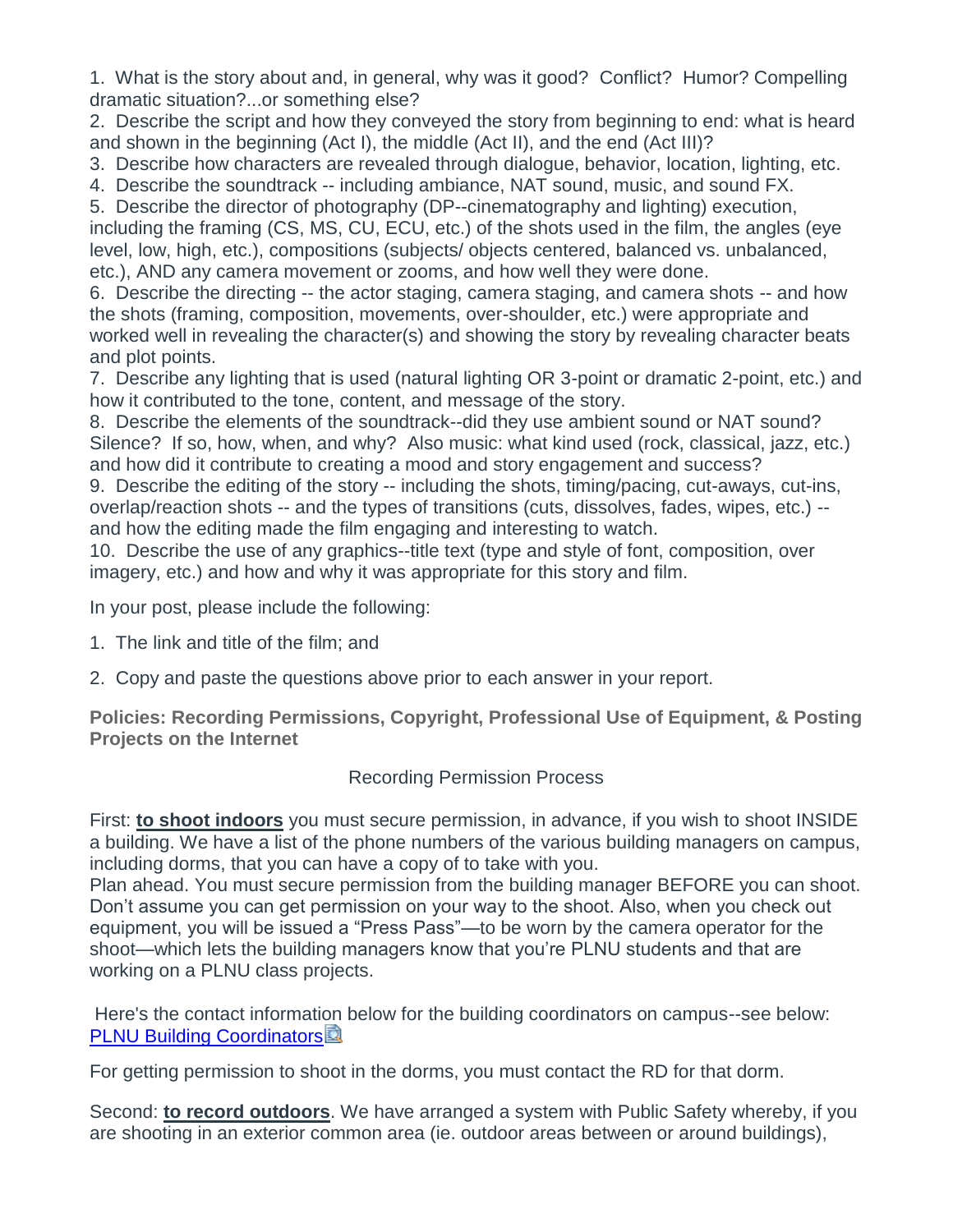1. What is the story about and, in general, why was it good? Conflict? Humor? Compelling dramatic situation?...or something else?
2. Describe the script and how they conveyed the story from beginning to end: what is heard and shown in the beginning (Act I), the middle (Act II), and the end (Act III)?
3. Describe how characters are revealed through dialogue, behavior, location, lighting, etc.
4. Describe the soundtrack -- including ambiance, NAT sound, music, and sound FX.
5. Describe the director of photography (DP--cinematography and lighting) execution, including the framing (CS, MS, CU, ECU, etc.) of the shots used in the film, the angles (eye level, low, high, etc.), compositions (subjects/ objects centered, balanced vs. unbalanced, etc.), AND any camera movement or zooms, and how well they were done.
6. Describe the directing -- the actor staging, camera staging, and camera shots -- and how the shots (framing, composition, movements, over-shoulder, etc.) were appropriate and worked well in revealing the character(s) and showing the story by revealing character beats and plot points.
7. Describe any lighting that is used (natural lighting OR 3-point or dramatic 2-point, etc.) and how it contributed to the tone, content, and message of the story.
8. Describe the elements of the soundtrack--did they use ambient sound or NAT sound? Silence? If so, how, when, and why? Also music: what kind used (rock, classical, jazz, etc.) and how did it contribute to creating a mood and story engagement and success?
9. Describe the editing of the story -- including the shots, timing/pacing, cut-aways, cut-ins, overlap/reaction shots -- and the types of transitions (cuts, dissolves, fades, wipes, etc.) -- and how the editing made the film engaging and interesting to watch.
10. Describe the use of any graphics--title text (type and style of font, composition, over imagery, etc.) and how and why it was appropriate for this story and film.

In your post, please include the following:

1. The link and title of the film; and

2. Copy and paste the questions above prior to each answer in your report.

**Policies: Recording Permissions, Copyright, Professional Use of Equipment, & Posting Projects on the Internet**

Recording Permission Process

First: **to shoot indoors** you must secure permission, in advance, if you wish to shoot INSIDE a building. We have a list of the phone numbers of the various building managers on campus, including dorms, that you can have a copy of to take with you.
Plan ahead. You must secure permission from the building manager BEFORE you can shoot. Don't assume you can get permission on your way to the shoot. Also, when you check out equipment, you will be issued a "Press Pass"—to be worn by the camera operator for the shoot—which lets the building managers know that you're PLNU students and that are working on a PLNU class projects.

Here's the contact information below for the building coordinators on campus--see below: PLNU Building Coordinators

For getting permission to shoot in the dorms, you must contact the RD for that dorm.

Second: **to record outdoors**. We have arranged a system with Public Safety whereby, if you are shooting in an exterior common area (ie. outdoor areas between or around buildings),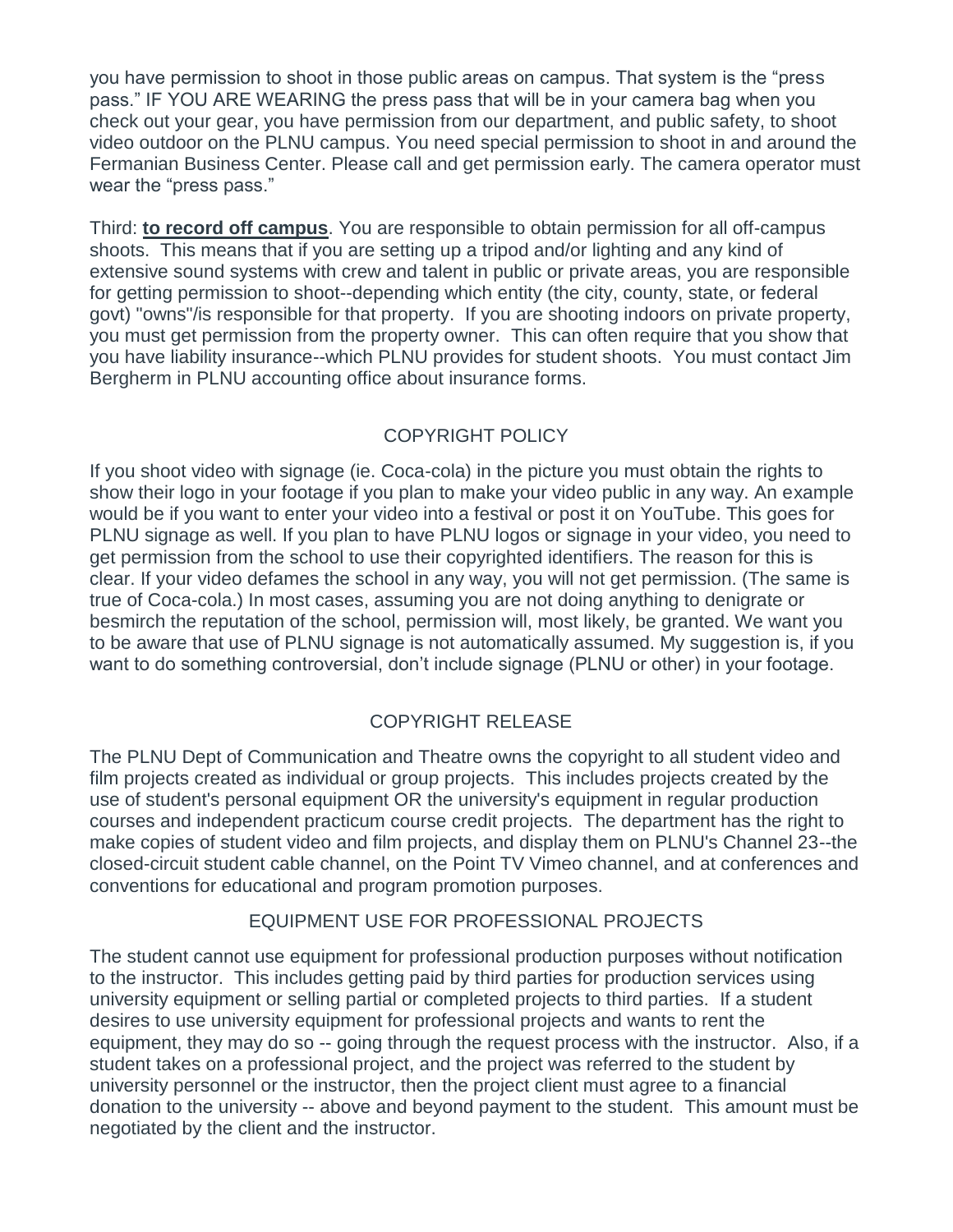you have permission to shoot in those public areas on campus. That system is the "press pass." IF YOU ARE WEARING the press pass that will be in your camera bag when you check out your gear, you have permission from our department, and public safety, to shoot video outdoor on the PLNU campus. You need special permission to shoot in and around the Fermanian Business Center. Please call and get permission early. The camera operator must wear the "press pass."

Third: **to record off campus**. You are responsible to obtain permission for all off-campus shoots. This means that if you are setting up a tripod and/or lighting and any kind of extensive sound systems with crew and talent in public or private areas, you are responsible for getting permission to shoot--depending which entity (the city, county, state, or federal govt) "owns"/is responsible for that property. If you are shooting indoors on private property, you must get permission from the property owner. This can often require that you show that you have liability insurance--which PLNU provides for student shoots. You must contact Jim Bergherm in PLNU accounting office about insurance forms.

## COPYRIGHT POLICY

If you shoot video with signage (ie. Coca-cola) in the picture you must obtain the rights to show their logo in your footage if you plan to make your video public in any way. An example would be if you want to enter your video into a festival or post it on YouTube. This goes for PLNU signage as well. If you plan to have PLNU logos or signage in your video, you need to get permission from the school to use their copyrighted identifiers. The reason for this is clear. If your video defames the school in any way, you will not get permission. (The same is true of Coca-cola.) In most cases, assuming you are not doing anything to denigrate or besmirch the reputation of the school, permission will, most likely, be granted. We want you to be aware that use of PLNU signage is not automatically assumed. My suggestion is, if you want to do something controversial, don't include signage (PLNU or other) in your footage.

## COPYRIGHT RELEASE

The PLNU Dept of Communication and Theatre owns the copyright to all student video and film projects created as individual or group projects. This includes projects created by the use of student's personal equipment OR the university's equipment in regular production courses and independent practicum course credit projects. The department has the right to make copies of student video and film projects, and display them on PLNU's Channel 23--the closed-circuit student cable channel, on the Point TV Vimeo channel, and at conferences and conventions for educational and program promotion purposes.

## EQUIPMENT USE FOR PROFESSIONAL PROJECTS

The student cannot use equipment for professional production purposes without notification to the instructor. This includes getting paid by third parties for production services using university equipment or selling partial or completed projects to third parties. If a student desires to use university equipment for professional projects and wants to rent the equipment, they may do so -- going through the request process with the instructor. Also, if a student takes on a professional project, and the project was referred to the student by university personnel or the instructor, then the project client must agree to a financial donation to the university -- above and beyond payment to the student. This amount must be negotiated by the client and the instructor.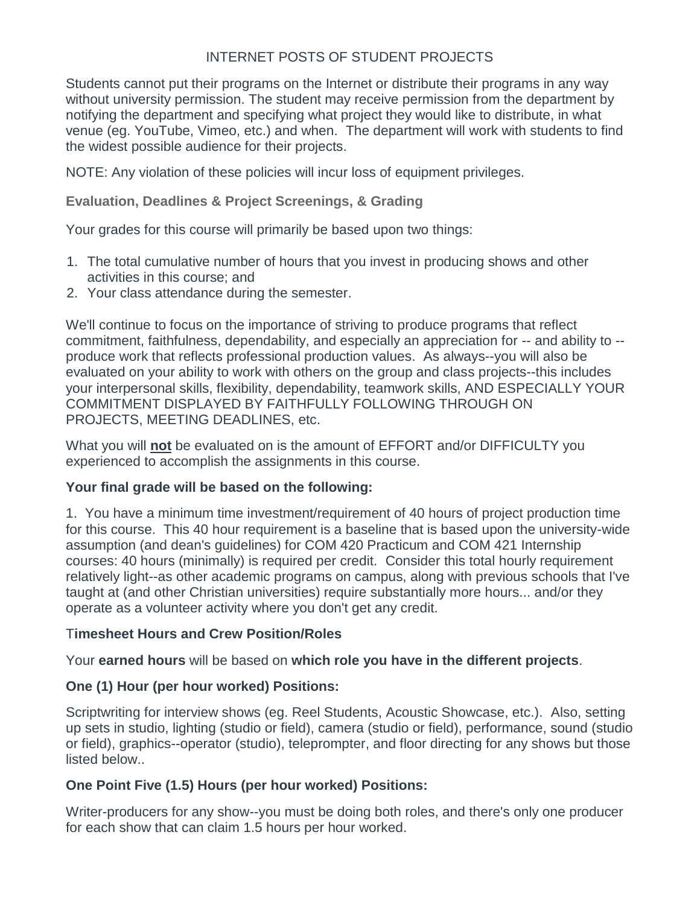## INTERNET POSTS OF STUDENT PROJECTS

Students cannot put their programs on the Internet or distribute their programs in any way without university permission. The student may receive permission from the department by notifying the department and specifying what project they would like to distribute, in what venue (eg. YouTube, Vimeo, etc.) and when. The department will work with students to find the widest possible audience for their projects.

NOTE: Any violation of these policies will incur loss of equipment privileges.

### Evaluation, Deadlines & Project Screenings, & Grading

Your grades for this course will primarily be based upon two things:

1. The total cumulative number of hours that you invest in producing shows and other activities in this course; and
2. Your class attendance during the semester.

We'll continue to focus on the importance of striving to produce programs that reflect commitment, faithfulness, dependability, and especially an appreciation for -- and ability to -- produce work that reflects professional production values. As always--you will also be evaluated on your ability to work with others on the group and class projects--this includes your interpersonal skills, flexibility, dependability, teamwork skills, AND ESPECIALLY YOUR COMMITMENT DISPLAYED BY FAITHFULLY FOLLOWING THROUGH ON PROJECTS, MEETING DEADLINES, etc.

What you will **not** be evaluated on is the amount of EFFORT and/or DIFFICULTY you experienced to accomplish the assignments in this course.

**Your final grade will be based on the following:**

1. You have a minimum time investment/requirement of 40 hours of project production time for this course. This 40 hour requirement is a baseline that is based upon the university-wide assumption (and dean's guidelines) for COM 420 Practicum and COM 421 Internship courses: 40 hours (minimally) is required per credit. Consider this total hourly requirement relatively light--as other academic programs on campus, along with previous schools that I've taught at (and other Christian universities) require substantially more hours... and/or they operate as a volunteer activity where you don't get any credit.

**Timesheet Hours and Crew Position/Roles**

Your **earned hours** will be based on **which role you have in the different projects**.

**One (1) Hour (per hour worked) Positions:**

Scriptwriting for interview shows (eg. Reel Students, Acoustic Showcase, etc.). Also, setting up sets in studio, lighting (studio or field), camera (studio or field), performance, sound (studio or field), graphics--operator (studio), teleprompter, and floor directing for any shows but those listed below..

**One Point Five (1.5) Hours (per hour worked) Positions:**

Writer-producers for any show--you must be doing both roles, and there's only one producer for each show that can claim 1.5 hours per hour worked.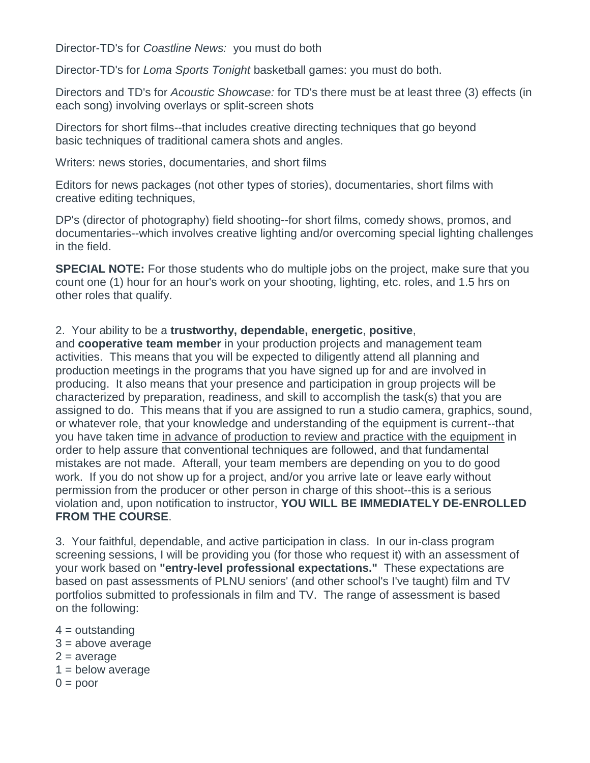Director-TD's for *Coastline News:* you must do both

Director-TD's for *Loma Sports Tonight* basketball games: you must do both.

Directors and TD's for *Acoustic Showcase:* for TD's there must be at least three (3) effects (in each song) involving overlays or split-screen shots

Directors for short films--that includes creative directing techniques that go beyond basic techniques of traditional camera shots and angles.

Writers: news stories, documentaries, and short films

Editors for news packages (not other types of stories), documentaries, short films with creative editing techniques,

DP's (director of photography) field shooting--for short films, comedy shows, promos, and documentaries--which involves creative lighting and/or overcoming special lighting challenges in the field.

**SPECIAL NOTE:** For those students who do multiple jobs on the project, make sure that you count one (1) hour for an hour's work on your shooting, lighting, etc. roles, and 1.5 hrs on other roles that qualify.

2. Your ability to be a **trustworthy, dependable, energetic**, **positive**, and **cooperative team member** in your production projects and management team activities. This means that you will be expected to diligently attend all planning and production meetings in the programs that you have signed up for and are involved in producing. It also means that your presence and participation in group projects will be characterized by preparation, readiness, and skill to accomplish the task(s) that you are assigned to do. This means that if you are assigned to run a studio camera, graphics, sound, or whatever role, that your knowledge and understanding of the equipment is current--that you have taken time <u>in advance of production to review and practice with the equipment</u> in order to help assure that conventional techniques are followed, and that fundamental mistakes are not made. Afterall, your team members are depending on you to do good work. If you do not show up for a project, and/or you arrive late or leave early without permission from the producer or other person in charge of this shoot--this is a serious violation and, upon notification to instructor, **YOU WILL BE IMMEDIATELY DE-ENROLLED FROM THE COURSE**.

3. Your faithful, dependable, and active participation in class. In our in-class program screening sessions, I will be providing you (for those who request it) with an assessment of your work based on **"entry-level professional expectations."** These expectations are based on past assessments of PLNU seniors' (and other school's I've taught) film and TV portfolios submitted to professionals in film and TV. The range of assessment is based on the following:

4 = outstanding
3 = above average
2 = average
1 = below average
0 = poor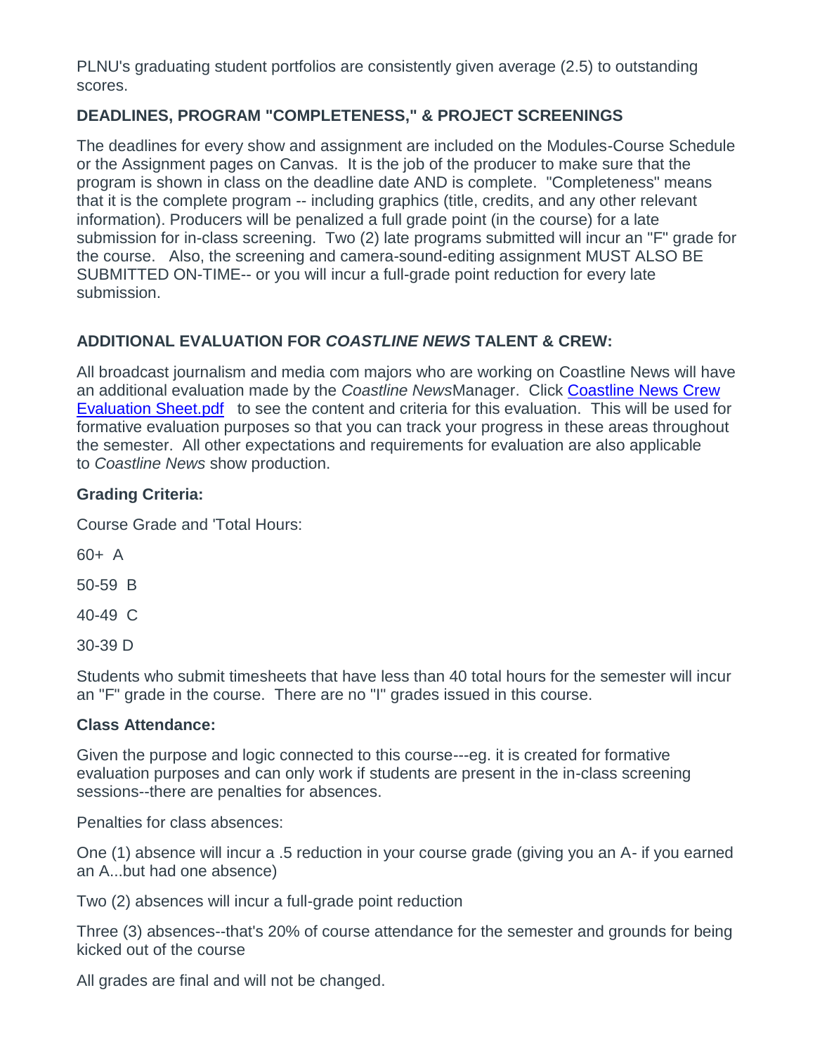PLNU's graduating student portfolios are consistently given average (2.5) to outstanding scores.

### DEADLINES, PROGRAM "COMPLETENESS," & PROJECT SCREENINGS

The deadlines for every show and assignment are included on the Modules-Course Schedule or the Assignment pages on Canvas. It is the job of the producer to make sure that the program is shown in class on the deadline date AND is complete. "Completeness" means that it is the complete program -- including graphics (title, credits, and any other relevant information). Producers will be penalized a full grade point (in the course) for a late submission for in-class screening. Two (2) late programs submitted will incur an "F" grade for the course. Also, the screening and camera-sound-editing assignment MUST ALSO BE SUBMITTED ON-TIME-- or you will incur a full-grade point reduction for every late submission.

### ADDITIONAL EVALUATION FOR *COASTLINE NEWS* TALENT & CREW:

All broadcast journalism and media com majors who are working on Coastline News will have an additional evaluation made by the *Coastline News*Manager. Click [Coastline News Crew Evaluation Sheet.pdf] to see the content and criteria for this evaluation. This will be used for formative evaluation purposes so that you can track your progress in these areas throughout the semester. All other expectations and requirements for evaluation are also applicable to *Coastline News* show production.

**Grading Criteria:**

Course Grade and 'Total Hours:

60+ A

50-59 B

40-49 C

30-39 D

Students who submit timesheets that have less than 40 total hours for the semester will incur an "F" grade in the course. There are no "I" grades issued in this course.

**Class Attendance:**

Given the purpose and logic connected to this course---eg. it is created for formative evaluation purposes and can only work if students are present in the in-class screening sessions--there are penalties for absences.

Penalties for class absences:

One (1) absence will incur a .5 reduction in your course grade (giving you an A- if you earned an A...but had one absence)

Two (2) absences will incur a full-grade point reduction

Three (3) absences--that's 20% of course attendance for the semester and grounds for being kicked out of the course

All grades are final and will not be changed.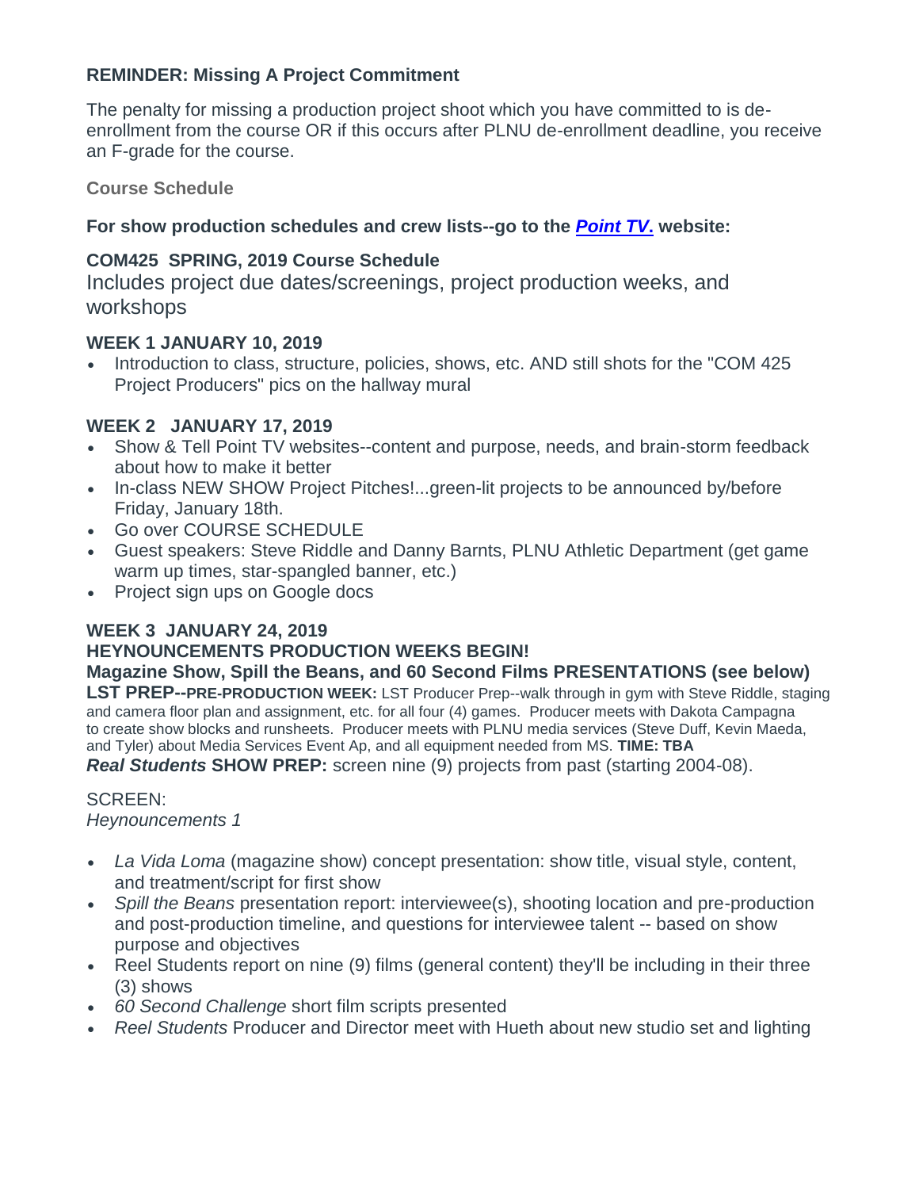**REMINDER: Missing A Project Commitment**

The penalty for missing a production project shoot which you have committed to is de-enrollment from the course OR if this occurs after PLNU de-enrollment deadline, you receive an F-grade for the course.

**Course Schedule**

**For show production schedules and crew lists--go to the *Point TV*. website:**

### COM425 SPRING, 2019 Course Schedule

Includes project due dates/screenings, project production weeks, and workshops

### WEEK 1 JANUARY 10, 2019

- Introduction to class, structure, policies, shows, etc. AND still shots for the "COM 425 Project Producers" pics on the hallway mural

### WEEK 2 JANUARY 17, 2019

- Show & Tell Point TV websites--content and purpose, needs, and brain-storm feedback about how to make it better
- In-class NEW SHOW Project Pitches!...green-lit projects to be announced by/before Friday, January 18th.
- Go over COURSE SCHEDULE
- Guest speakers: Steve Riddle and Danny Barnts, PLNU Athletic Department (get game warm up times, star-spangled banner, etc.)
- Project sign ups on Google docs

### WEEK 3 JANUARY 24, 2019

**HEYNOUNCEMENTS PRODUCTION WEEKS BEGIN!**

**Magazine Show, Spill the Beans, and 60 Second Films PRESENTATIONS (see below)**

**LST PREP--PRE-PRODUCTION WEEK:** LST Producer Prep--walk through in gym with Steve Riddle, staging and camera floor plan and assignment, etc. for all four (4) games. Producer meets with Dakota Campagna to create show blocks and runsheets. Producer meets with PLNU media services (Steve Duff, Kevin Maeda, and Tyler) about Media Services Event Ap, and all equipment needed from MS. **TIME: TBA**

***Real Students* SHOW PREP:** screen nine (9) projects from past (starting 2004-08).

SCREEN:
*Heynouncements 1*

- *La Vida Loma* (magazine show) concept presentation: show title, visual style, content, and treatment/script for first show
- *Spill the Beans* presentation report: interviewee(s), shooting location and pre-production and post-production timeline, and questions for interviewee talent -- based on show purpose and objectives
- Reel Students report on nine (9) films (general content) they'll be including in their three (3) shows
- *60 Second Challenge* short film scripts presented
- *Reel Students* Producer and Director meet with Hueth about new studio set and lighting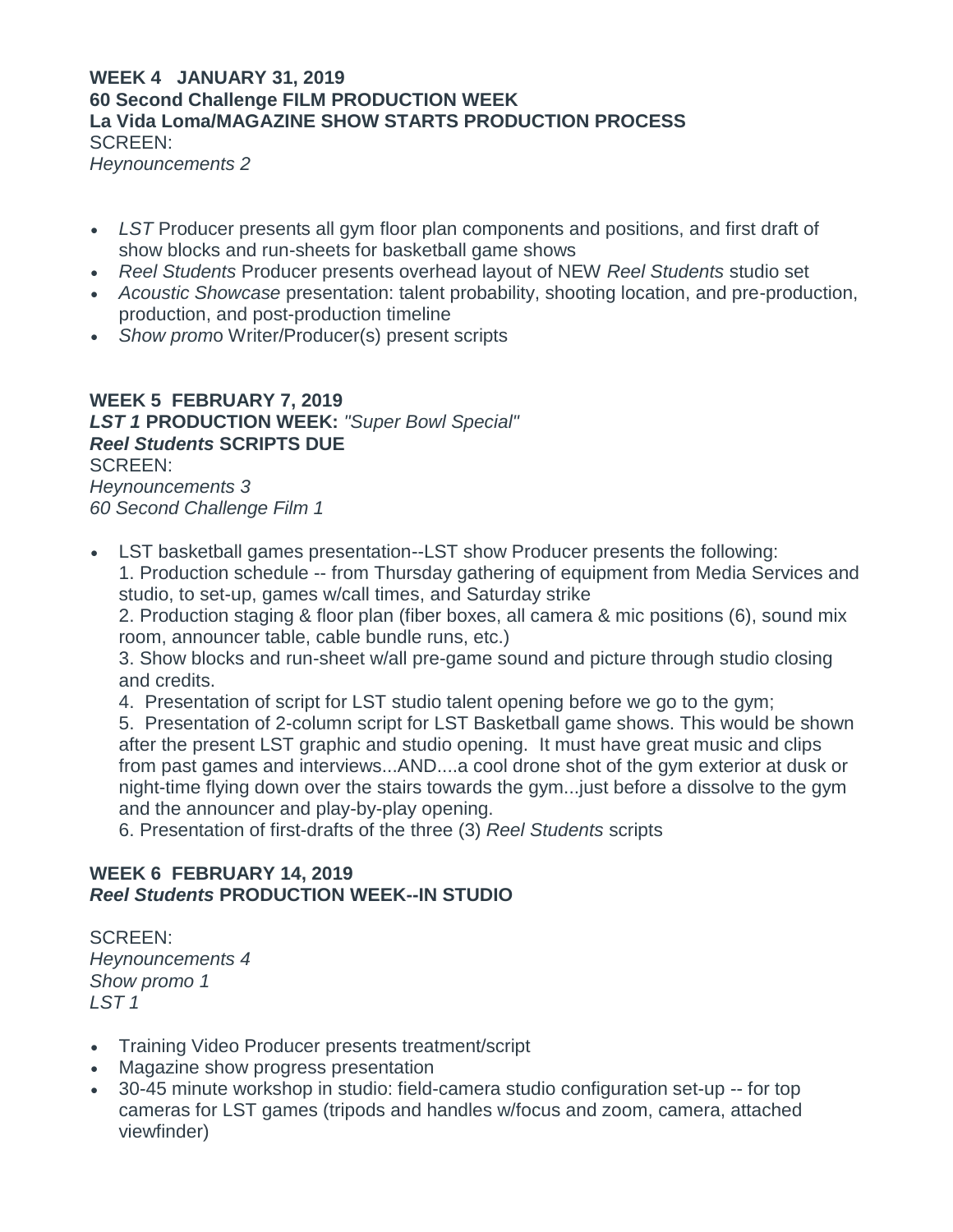**WEEK 4 JANUARY 31, 2019**
**60 Second Challenge FILM PRODUCTION WEEK**
**La Vida Loma/MAGAZINE SHOW STARTS PRODUCTION PROCESS**
SCREEN:
*Heynouncements 2*

- *LST* Producer presents all gym floor plan components and positions, and first draft of show blocks and run-sheets for basketball game shows
- *Reel Students* Producer presents overhead layout of NEW *Reel Students* studio set
- *Acoustic Showcase* presentation: talent probability, shooting location, and pre-production, production, and post-production timeline
- *Show promo* Writer/Producer(s) present scripts

**WEEK 5 FEBRUARY 7, 2019**
***LST 1* PRODUCTION WEEK:** *"Super Bowl Special"*
***Reel Students* SCRIPTS DUE**
SCREEN:
*Heynouncements 3*
*60 Second Challenge Film 1*

- LST basketball games presentation--LST show Producer presents the following:
  1. Production schedule -- from Thursday gathering of equipment from Media Services and studio, to set-up, games w/call times, and Saturday strike
  2. Production staging & floor plan (fiber boxes, all camera & mic positions (6), sound mix room, announcer table, cable bundle runs, etc.)
  3. Show blocks and run-sheet w/all pre-game sound and picture through studio closing and credits.
  4. Presentation of script for LST studio talent opening before we go to the gym;
  5. Presentation of 2-column script for LST Basketball game shows. This would be shown after the present LST graphic and studio opening. It must have great music and clips from past games and interviews...AND....a cool drone shot of the gym exterior at dusk or night-time flying down over the stairs towards the gym...just before a dissolve to the gym and the announcer and play-by-play opening.
  6. Presentation of first-drafts of the three (3) *Reel Students* scripts

**WEEK 6 FEBRUARY 14, 2019**
***Reel Students* PRODUCTION WEEK--IN STUDIO**

SCREEN:
*Heynouncements 4*
*Show promo 1*
*LST 1*

- Training Video Producer presents treatment/script
- Magazine show progress presentation
- 30-45 minute workshop in studio: field-camera studio configuration set-up -- for top cameras for LST games (tripods and handles w/focus and zoom, camera, attached viewfinder)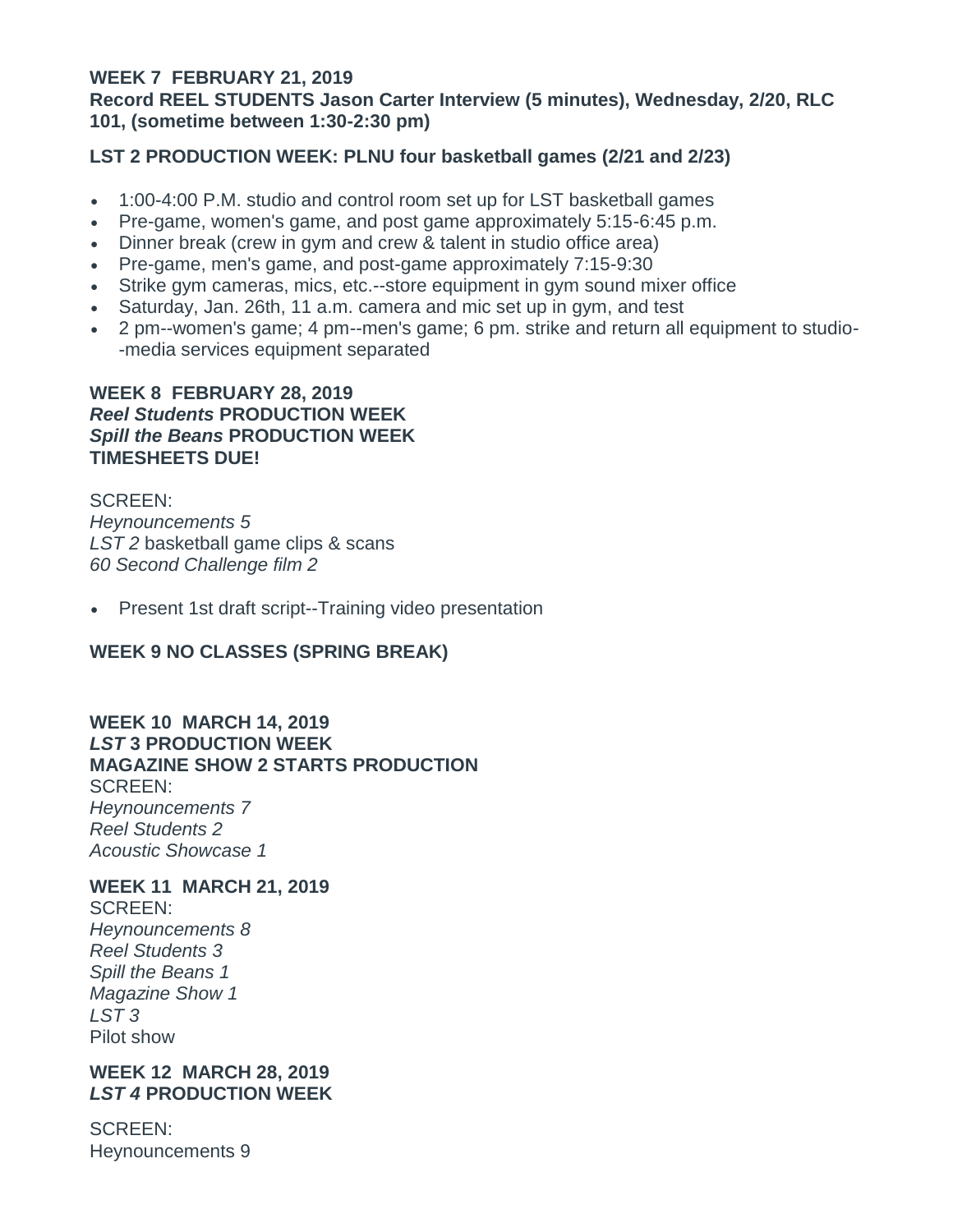**WEEK 7 FEBRUARY 21, 2019**
**Record REEL STUDENTS Jason Carter Interview (5 minutes), Wednesday, 2/20, RLC 101, (sometime between 1:30-2:30 pm)**

**LST 2 PRODUCTION WEEK: PLNU four basketball games (2/21 and 2/23)**

- 1:00-4:00 P.M. studio and control room set up for LST basketball games
- Pre-game, women's game, and post game approximately 5:15-6:45 p.m.
- Dinner break (crew in gym and crew & talent in studio office area)
- Pre-game, men's game, and post-game approximately 7:15-9:30
- Strike gym cameras, mics, etc.--store equipment in gym sound mixer office
- Saturday, Jan. 26th, 11 a.m. camera and mic set up in gym, and test
- 2 pm--women's game; 4 pm--men's game; 6 pm. strike and return all equipment to studio--media services equipment separated

**WEEK 8 FEBRUARY 28, 2019**
***Reel Students* PRODUCTION WEEK**
***Spill the Beans* PRODUCTION WEEK**
**TIMESHEETS DUE!**

SCREEN:
*Heynouncements 5*
*LST 2* basketball game clips & scans
*60 Second Challenge film 2*

- Present 1st draft script--Training video presentation

**WEEK 9 NO CLASSES (SPRING BREAK)**

**WEEK 10 MARCH 14, 2019**
***LST* 3 PRODUCTION WEEK**
**MAGAZINE SHOW 2 STARTS PRODUCTION**
SCREEN:
*Heynouncements 7*
*Reel Students 2*
*Acoustic Showcase 1*

**WEEK 11 MARCH 21, 2019**
SCREEN:
*Heynouncements 8*
*Reel Students 3*
*Spill the Beans 1*
*Magazine Show 1*
*LST 3*
Pilot show

**WEEK 12 MARCH 28, 2019**
***LST 4* PRODUCTION WEEK**

SCREEN:
Heynouncements 9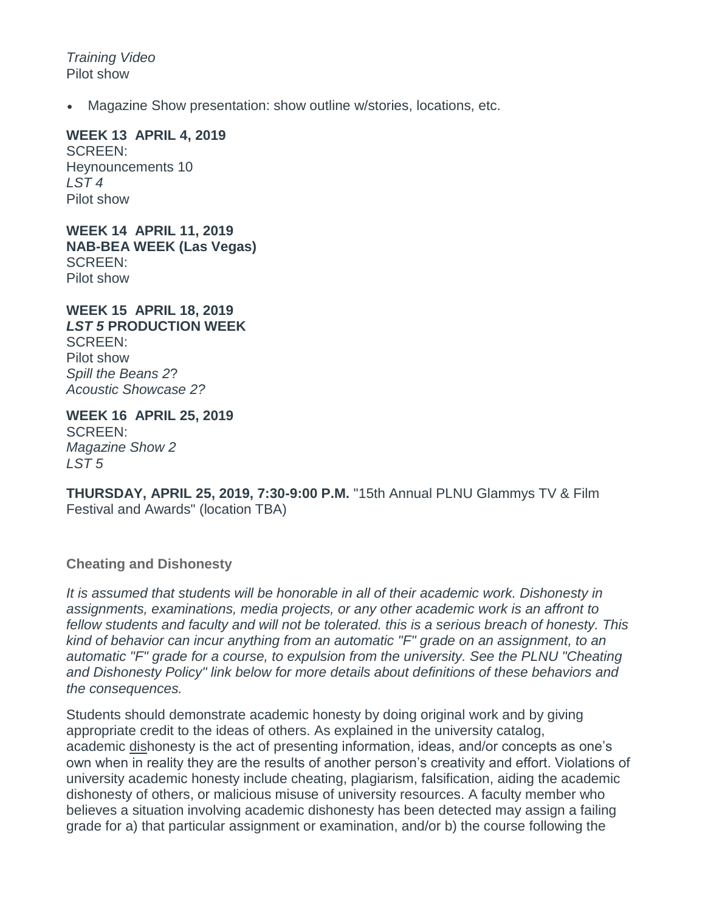*Training Video*
Pilot show

- Magazine Show presentation: show outline w/stories, locations, etc.

**WEEK 13 APRIL 4, 2019**
SCREEN:
Heynouncements 10
*LST 4*
Pilot show

**WEEK 14 APRIL 11, 2019**
**NAB-BEA WEEK (Las Vegas)**
SCREEN:
Pilot show

**WEEK 15 APRIL 18, 2019**
***LST 5* PRODUCTION WEEK**
SCREEN:
Pilot show
*Spill the Beans 2*?
*Acoustic Showcase 2?*

**WEEK 16 APRIL 25, 2019**
SCREEN:
*Magazine Show 2*
*LST 5*

**THURSDAY, APRIL 25, 2019, 7:30-9:00 P.M.** "15th Annual PLNU Glammys TV & Film Festival and Awards" (location TBA)

**Cheating and Dishonesty**

*It is assumed that students will be honorable in all of their academic work. Dishonesty in assignments, examinations, media projects, or any other academic work is an affront to fellow students and faculty and will not be tolerated. this is a serious breach of honesty. This kind of behavior can incur anything from an automatic "F" grade on an assignment, to an automatic "F" grade for a course, to expulsion from the university. See the PLNU "Cheating and Dishonesty Policy" link below for more details about definitions of these behaviors and the consequences.*

Students should demonstrate academic honesty by doing original work and by giving appropriate credit to the ideas of others. As explained in the university catalog, academic <u>dis</u>honesty is the act of presenting information, ideas, and/or concepts as one's own when in reality they are the results of another person's creativity and effort. Violations of university academic honesty include cheating, plagiarism, falsification, aiding the academic dishonesty of others, or malicious misuse of university resources. A faculty member who believes a situation involving academic dishonesty has been detected may assign a failing grade for a) that particular assignment or examination, and/or b) the course following the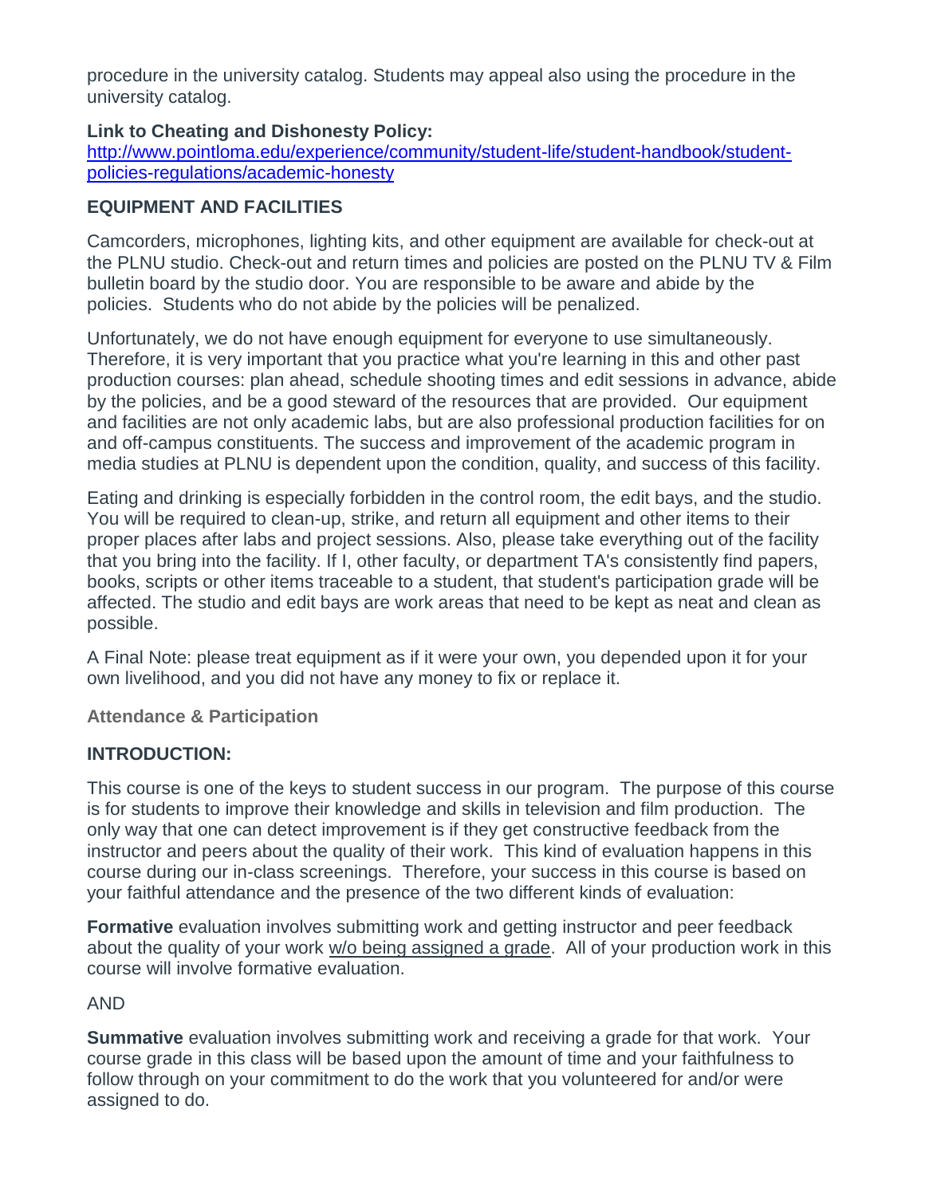procedure in the university catalog. Students may appeal also using the procedure in the university catalog.

**Link to Cheating and Dishonesty Policy:**
[http://www.pointloma.edu/experience/community/student-life/student-handbook/student-policies-regulations/academic-honesty](http://www.pointloma.edu/experience/community/student-life/student-handbook/student-policies-regulations/academic-honesty)

## EQUIPMENT AND FACILITIES

Camcorders, microphones, lighting kits, and other equipment are available for check-out at the PLNU studio. Check-out and return times and policies are posted on the PLNU TV & Film bulletin board by the studio door. You are responsible to be aware and abide by the policies.  Students who do not abide by the policies will be penalized.

Unfortunately, we do not have enough equipment for everyone to use simultaneously. Therefore, it is very important that you practice what you're learning in this and other past production courses: plan ahead, schedule shooting times and edit sessions in advance, abide by the policies, and be a good steward of the resources that are provided.  Our equipment and facilities are not only academic labs, but are also professional production facilities for on and off-campus constituents. The success and improvement of the academic program in media studies at PLNU is dependent upon the condition, quality, and success of this facility.

Eating and drinking is especially forbidden in the control room, the edit bays, and the studio. You will be required to clean-up, strike, and return all equipment and other items to their proper places after labs and project sessions. Also, please take everything out of the facility that you bring into the facility. If I, other faculty, or department TA's consistently find papers, books, scripts or other items traceable to a student, that student's participation grade will be affected. The studio and edit bays are work areas that need to be kept as neat and clean as possible.

A Final Note: please treat equipment as if it were your own, you depended upon it for your own livelihood, and you did not have any money to fix or replace it.

### Attendance & Participation

## INTRODUCTION:

This course is one of the keys to student success in our program.  The purpose of this course is for students to improve their knowledge and skills in television and film production.  The only way that one can detect improvement is if they get constructive feedback from the instructor and peers about the quality of their work.  This kind of evaluation happens in this course during our in-class screenings.  Therefore, your success in this course is based on your faithful attendance and the presence of the two different kinds of evaluation:

**Formative** evaluation involves submitting work and getting instructor and peer feedback about the quality of your work w/o being assigned a grade.  All of your production work in this course will involve formative evaluation.

AND

**Summative** evaluation involves submitting work and receiving a grade for that work.  Your course grade in this class will be based upon the amount of time and your faithfulness to follow through on your commitment to do the work that you volunteered for and/or were assigned to do.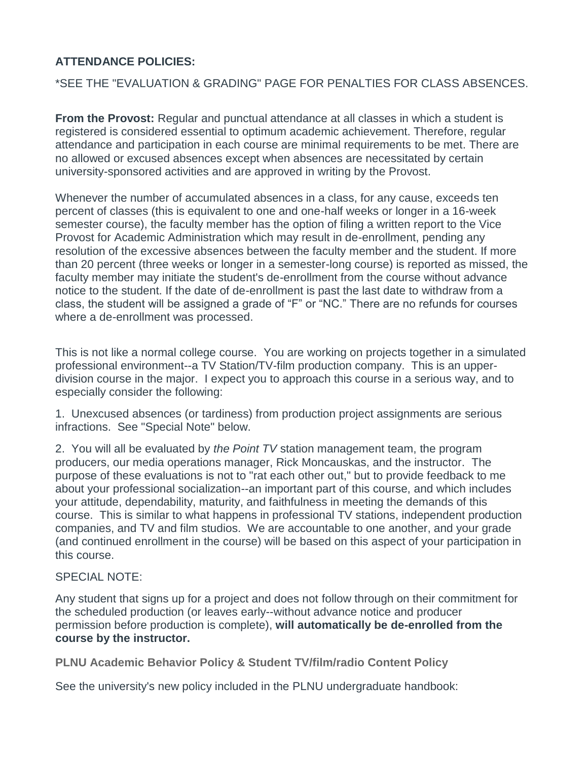**ATTENDANCE POLICIES:**

*SEE THE "EVALUATION & GRADING" PAGE FOR PENALTIES FOR CLASS ABSENCES.

**From the Provost:** Regular and punctual attendance at all classes in which a student is registered is considered essential to optimum academic achievement. Therefore, regular attendance and participation in each course are minimal requirements to be met. There are no allowed or excused absences except when absences are necessitated by certain university-sponsored activities and are approved in writing by the Provost.

Whenever the number of accumulated absences in a class, for any cause, exceeds ten percent of classes (this is equivalent to one and one-half weeks or longer in a 16-week semester course), the faculty member has the option of filing a written report to the Vice Provost for Academic Administration which may result in de-enrollment, pending any resolution of the excessive absences between the faculty member and the student. If more than 20 percent (three weeks or longer in a semester-long course) is reported as missed, the faculty member may initiate the student's de-enrollment from the course without advance notice to the student. If the date of de-enrollment is past the last date to withdraw from a class, the student will be assigned a grade of "F" or "NC." There are no refunds for courses where a de-enrollment was processed.

This is not like a normal college course. You are working on projects together in a simulated professional environment--a TV Station/TV-film production company. This is an upper-division course in the major. I expect you to approach this course in a serious way, and to especially consider the following:

1. Unexcused absences (or tardiness) from production project assignments are serious infractions. See "Special Note" below.

2. You will all be evaluated by *the Point TV* station management team, the program producers, our media operations manager, Rick Moncauskas, and the instructor. The purpose of these evaluations is not to "rat each other out," but to provide feedback to me about your professional socialization--an important part of this course, and which includes your attitude, dependability, maturity, and faithfulness in meeting the demands of this course. This is similar to what happens in professional TV stations, independent production companies, and TV and film studios. We are accountable to one another, and your grade (and continued enrollment in the course) will be based on this aspect of your participation in this course.

SPECIAL NOTE:

Any student that signs up for a project and does not follow through on their commitment for the scheduled production (or leaves early--without advance notice and producer permission before production is complete), **will automatically be de-enrolled from the course by the instructor.**

**PLNU Academic Behavior Policy & Student TV/film/radio Content Policy**

See the university's new policy included in the PLNU undergraduate handbook: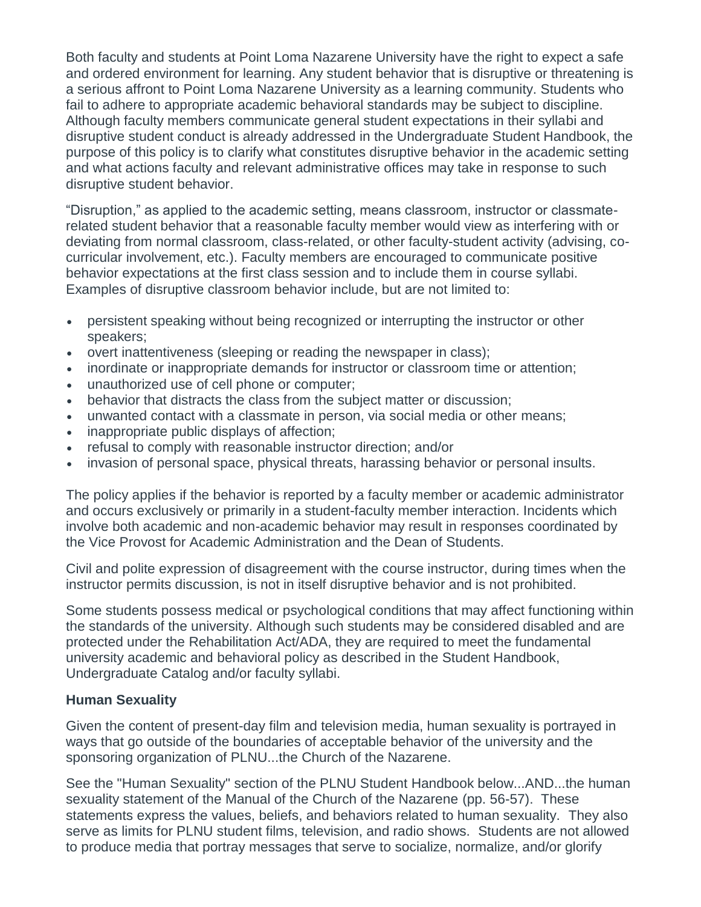Both faculty and students at Point Loma Nazarene University have the right to expect a safe and ordered environment for learning. Any student behavior that is disruptive or threatening is a serious affront to Point Loma Nazarene University as a learning community. Students who fail to adhere to appropriate academic behavioral standards may be subject to discipline. Although faculty members communicate general student expectations in their syllabi and disruptive student conduct is already addressed in the Undergraduate Student Handbook, the purpose of this policy is to clarify what constitutes disruptive behavior in the academic setting and what actions faculty and relevant administrative offices may take in response to such disruptive student behavior.

"Disruption," as applied to the academic setting, means classroom, instructor or classmate-related student behavior that a reasonable faculty member would view as interfering with or deviating from normal classroom, class-related, or other faculty-student activity (advising, co-curricular involvement, etc.). Faculty members are encouraged to communicate positive behavior expectations at the first class session and to include them in course syllabi. Examples of disruptive classroom behavior include, but are not limited to:

- persistent speaking without being recognized or interrupting the instructor or other speakers;
- overt inattentiveness (sleeping or reading the newspaper in class);
- inordinate or inappropriate demands for instructor or classroom time or attention;
- unauthorized use of cell phone or computer;
- behavior that distracts the class from the subject matter or discussion;
- unwanted contact with a classmate in person, via social media or other means;
- inappropriate public displays of affection;
- refusal to comply with reasonable instructor direction; and/or
- invasion of personal space, physical threats, harassing behavior or personal insults.

The policy applies if the behavior is reported by a faculty member or academic administrator and occurs exclusively or primarily in a student-faculty member interaction. Incidents which involve both academic and non-academic behavior may result in responses coordinated by the Vice Provost for Academic Administration and the Dean of Students.

Civil and polite expression of disagreement with the course instructor, during times when the instructor permits discussion, is not in itself disruptive behavior and is not prohibited.

Some students possess medical or psychological conditions that may affect functioning within the standards of the university. Although such students may be considered disabled and are protected under the Rehabilitation Act/ADA, they are required to meet the fundamental university academic and behavioral policy as described in the Student Handbook, Undergraduate Catalog and/or faculty syllabi.

**Human Sexuality**

Given the content of present-day film and television media, human sexuality is portrayed in ways that go outside of the boundaries of acceptable behavior of the university and the sponsoring organization of PLNU...the Church of the Nazarene.

See the "Human Sexuality" section of the PLNU Student Handbook below...AND...the human sexuality statement of the Manual of the Church of the Nazarene (pp. 56-57). These statements express the values, beliefs, and behaviors related to human sexuality. They also serve as limits for PLNU student films, television, and radio shows. Students are not allowed to produce media that portray messages that serve to socialize, normalize, and/or glorify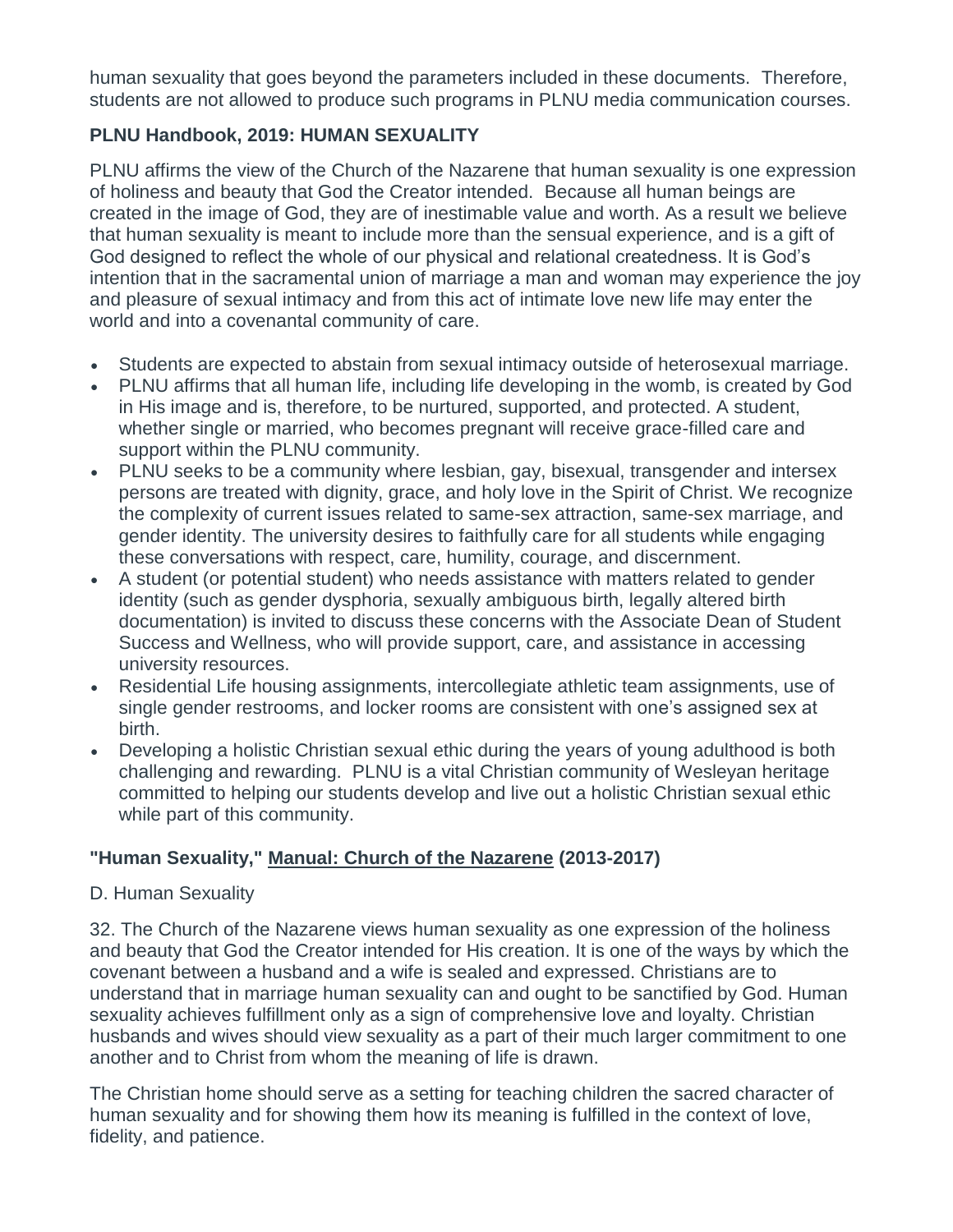human sexuality that goes beyond the parameters included in these documents. Therefore, students are not allowed to produce such programs in PLNU media communication courses.

### PLNU Handbook, 2019: HUMAN SEXUALITY

PLNU affirms the view of the Church of the Nazarene that human sexuality is one expression of holiness and beauty that God the Creator intended. Because all human beings are created in the image of God, they are of inestimable value and worth. As a result we believe that human sexuality is meant to include more than the sensual experience, and is a gift of God designed to reflect the whole of our physical and relational createdness. It is God's intention that in the sacramental union of marriage a man and woman may experience the joy and pleasure of sexual intimacy and from this act of intimate love new life may enter the world and into a covenantal community of care.

- Students are expected to abstain from sexual intimacy outside of heterosexual marriage.
- PLNU affirms that all human life, including life developing in the womb, is created by God in His image and is, therefore, to be nurtured, supported, and protected. A student, whether single or married, who becomes pregnant will receive grace-filled care and support within the PLNU community.
- PLNU seeks to be a community where lesbian, gay, bisexual, transgender and intersex persons are treated with dignity, grace, and holy love in the Spirit of Christ. We recognize the complexity of current issues related to same-sex attraction, same-sex marriage, and gender identity. The university desires to faithfully care for all students while engaging these conversations with respect, care, humility, courage, and discernment.
- A student (or potential student) who needs assistance with matters related to gender identity (such as gender dysphoria, sexually ambiguous birth, legally altered birth documentation) is invited to discuss these concerns with the Associate Dean of Student Success and Wellness, who will provide support, care, and assistance in accessing university resources.
- Residential Life housing assignments, intercollegiate athletic team assignments, use of single gender restrooms, and locker rooms are consistent with one's assigned sex at birth.
- Developing a holistic Christian sexual ethic during the years of young adulthood is both challenging and rewarding. PLNU is a vital Christian community of Wesleyan heritage committed to helping our students develop and live out a holistic Christian sexual ethic while part of this community.

### "Human Sexuality," Manual: Church of the Nazarene (2013-2017)

D. Human Sexuality

32. The Church of the Nazarene views human sexuality as one expression of the holiness and beauty that God the Creator intended for His creation. It is one of the ways by which the covenant between a husband and a wife is sealed and expressed. Christians are to understand that in marriage human sexuality can and ought to be sanctified by God. Human sexuality achieves fulfillment only as a sign of comprehensive love and loyalty. Christian husbands and wives should view sexuality as a part of their much larger commitment to one another and to Christ from whom the meaning of life is drawn.

The Christian home should serve as a setting for teaching children the sacred character of human sexuality and for showing them how its meaning is fulfilled in the context of love, fidelity, and patience.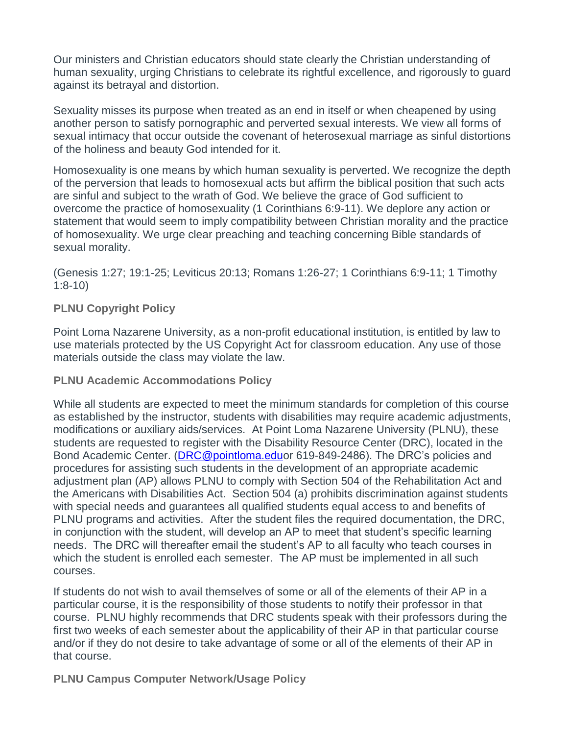Our ministers and Christian educators should state clearly the Christian understanding of human sexuality, urging Christians to celebrate its rightful excellence, and rigorously to guard against its betrayal and distortion.

Sexuality misses its purpose when treated as an end in itself or when cheapened by using another person to satisfy pornographic and perverted sexual interests. We view all forms of sexual intimacy that occur outside the covenant of heterosexual marriage as sinful distortions of the holiness and beauty God intended for it.

Homosexuality is one means by which human sexuality is perverted. We recognize the depth of the perversion that leads to homosexual acts but affirm the biblical position that such acts are sinful and subject to the wrath of God. We believe the grace of God sufficient to overcome the practice of homosexuality (1 Corinthians 6:9-11). We deplore any action or statement that would seem to imply compatibility between Christian morality and the practice of homosexuality. We urge clear preaching and teaching concerning Bible standards of sexual morality.

(Genesis 1:27; 19:1-25; Leviticus 20:13; Romans 1:26-27; 1 Corinthians 6:9-11; 1 Timothy 1:8-10)

**PLNU Copyright Policy**

Point Loma Nazarene University, as a non-profit educational institution, is entitled by law to use materials protected by the US Copyright Act for classroom education. Any use of those materials outside the class may violate the law.

**PLNU Academic Accommodations Policy**

While all students are expected to meet the minimum standards for completion of this course as established by the instructor, students with disabilities may require academic adjustments, modifications or auxiliary aids/services. At Point Loma Nazarene University (PLNU), these students are requested to register with the Disability Resource Center (DRC), located in the Bond Academic Center. (DRC@pointloma.eduor 619-849-2486). The DRC's policies and procedures for assisting such students in the development of an appropriate academic adjustment plan (AP) allows PLNU to comply with Section 504 of the Rehabilitation Act and the Americans with Disabilities Act. Section 504 (a) prohibits discrimination against students with special needs and guarantees all qualified students equal access to and benefits of PLNU programs and activities. After the student files the required documentation, the DRC, in conjunction with the student, will develop an AP to meet that student's specific learning needs. The DRC will thereafter email the student's AP to all faculty who teach courses in which the student is enrolled each semester. The AP must be implemented in all such courses.

If students do not wish to avail themselves of some or all of the elements of their AP in a particular course, it is the responsibility of those students to notify their professor in that course. PLNU highly recommends that DRC students speak with their professors during the first two weeks of each semester about the applicability of their AP in that particular course and/or if they do not desire to take advantage of some or all of the elements of their AP in that course.

**PLNU Campus Computer Network/Usage Policy**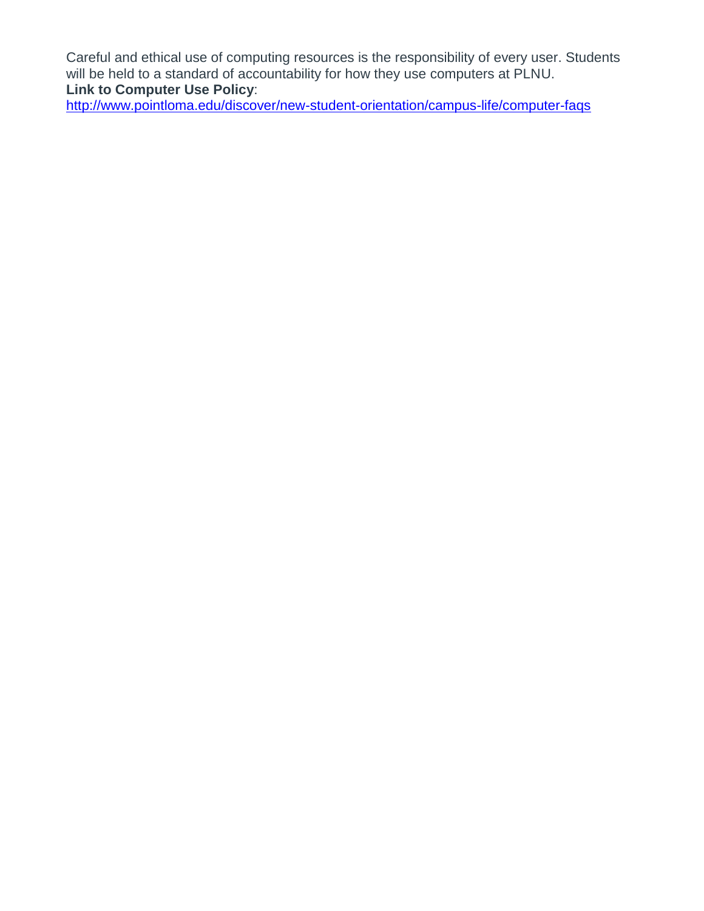Careful and ethical use of computing resources is the responsibility of every user. Students will be held to a standard of accountability for how they use computers at PLNU.
**Link to Computer Use Policy**:
http://www.pointloma.edu/discover/new-student-orientation/campus-life/computer-faqs